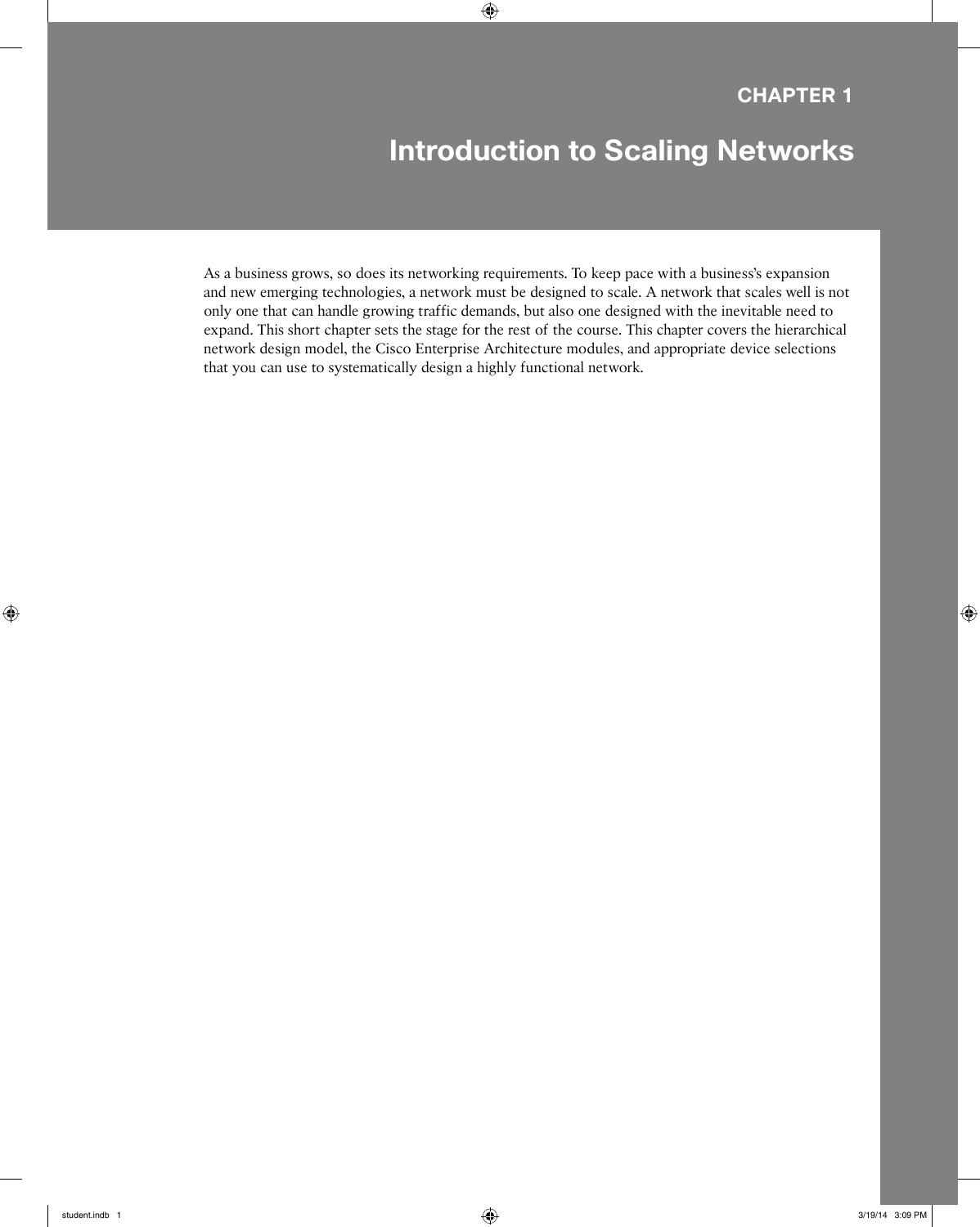# CHAPTER 1

# Introduction to Scaling Networks

As a business grows, so does its networking requirements. To keep pace with a business's expansion and new emerging technologies, a network must be designed to scale. A network that scales well is not only one that can handle growing traffic demands, but also one designed with the inevitable need to expand. This short chapter sets the stage for the rest of the course. This chapter covers the hierarchical network design model, the Cisco Enterprise Architecture modules, and appropriate device selections that you can use to systematically design a highly functional network.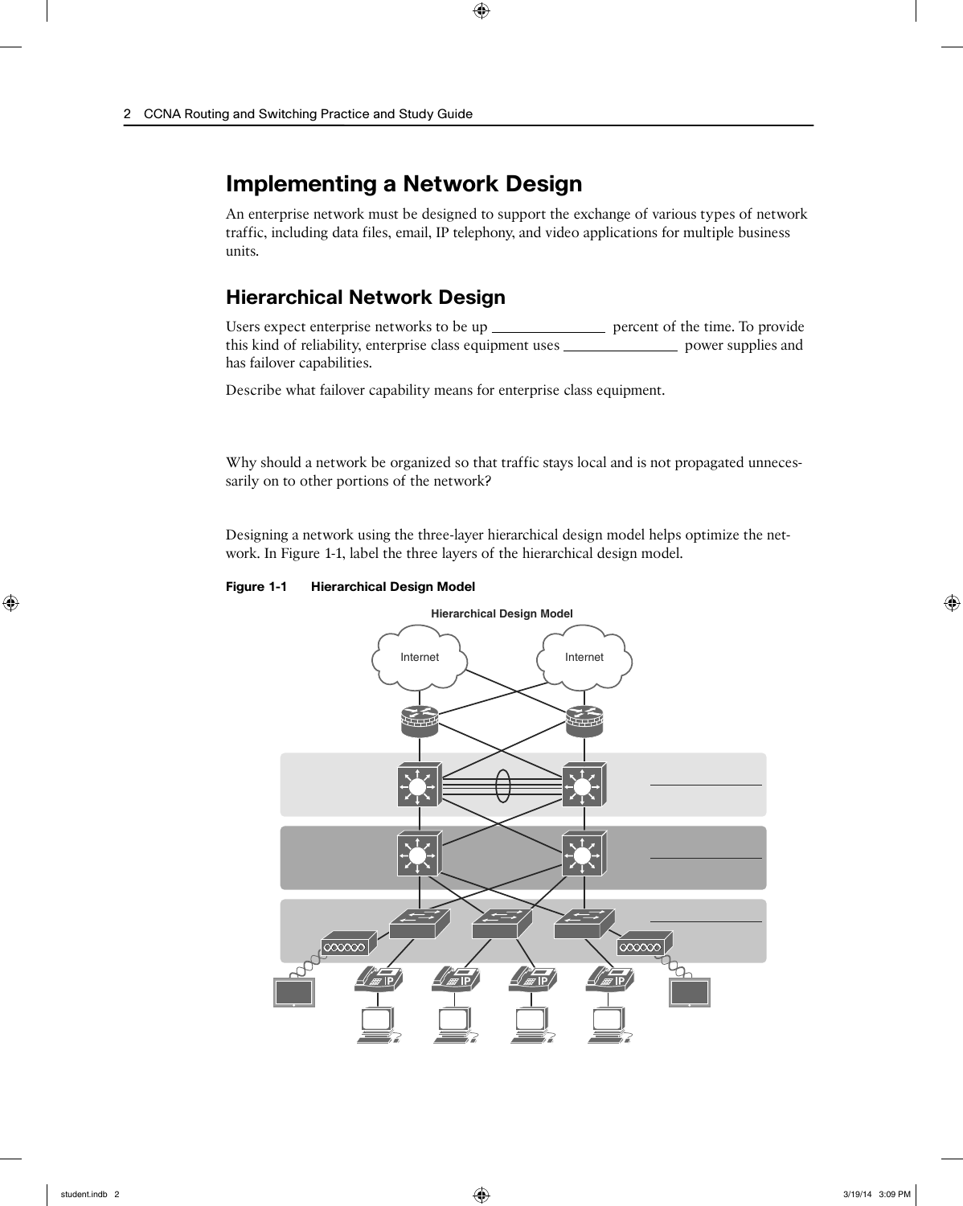# Implementing a Network Design

An enterprise network must be designed to support the exchange of various types of network traffic, including data files, email, IP telephony, and video applications for multiple business units.

## Hierarchical Network Design

Users expect enterprise networks to be up _______________ percent of the time. To provide this kind of reliability, enterprise class equipment uses _______________ power supplies and has failover capabilities.

Describe what failover capability means for enterprise class equipment.

Why should a network be organized so that traffic stays local and is not propagated unnecessarily on to other portions of the network?

Designing a network using the three-layer hierarchical design model helps optimize the network. In Figure 1-1, label the three layers of the hierarchical design model.

**Figure 1-1 Hierarchical Design Model**

Hierarchical Design Model

Internet

Internet

_______________

_______________

_______________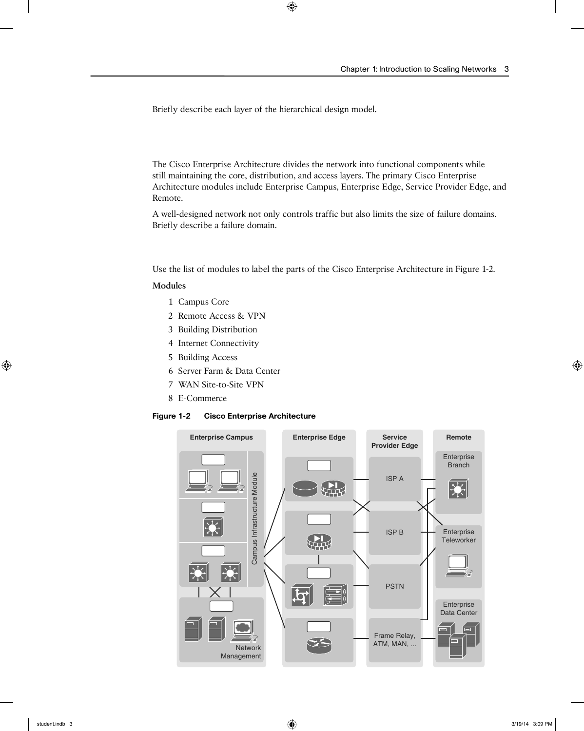Briefly describe each layer of the hierarchical design model.

The Cisco Enterprise Architecture divides the network into functional components while still maintaining the core, distribution, and access layers. The primary Cisco Enterprise Architecture modules include Enterprise Campus, Enterprise Edge, Service Provider Edge, and Remote.

A well-designed network not only controls traffic but also limits the size of failure domains. Briefly describe a failure domain.

Use the list of modules to label the parts of the Cisco Enterprise Architecture in Figure 1-2.

**Modules**

1 Campus Core
2 Remote Access & VPN
3 Building Distribution
4 Internet Connectivity
5 Building Access
6 Server Farm & Data Center
7 WAN Site-to-Site VPN
8 E-Commerce

**Figure 1-2 Cisco Enterprise Architecture**

Enterprise Campus | Enterprise Edge | Service Provider Edge | Remote

Campus Infrastructure Module

Network Management

ISP A

ISP B

PSTN

Frame Relay, ATM, MAN, ...

Enterprise Branch

Enterprise Teleworker

Enterprise Data Center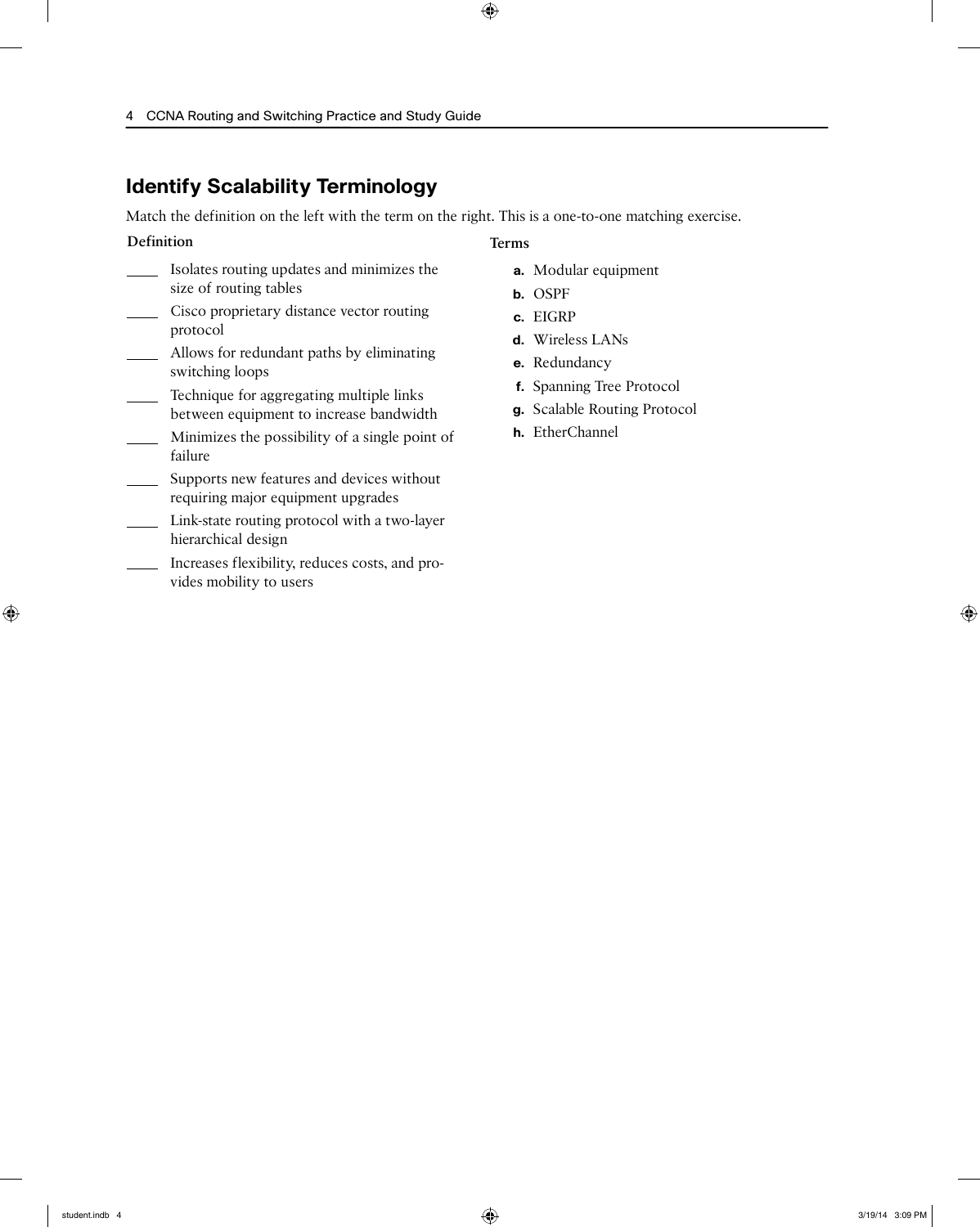## Identify Scalability Terminology

Match the definition on the left with the term on the right. This is a one-to-one matching exercise.

**Definition**

____ Isolates routing updates and minimizes the size of routing tables

____ Cisco proprietary distance vector routing protocol

____ Allows for redundant paths by eliminating switching loops

____ Technique for aggregating multiple links between equipment to increase bandwidth

____ Minimizes the possibility of a single point of failure

____ Supports new features and devices without requiring major equipment upgrades

____ Link-state routing protocol with a two-layer hierarchical design

____ Increases flexibility, reduces costs, and provides mobility to users

**Terms**

- **a.** Modular equipment
- **b.** OSPF
- **c.** EIGRP
- **d.** Wireless LANs
- **e.** Redundancy
- **f.** Spanning Tree Protocol
- **g.** Scalable Routing Protocol
- **h.** EtherChannel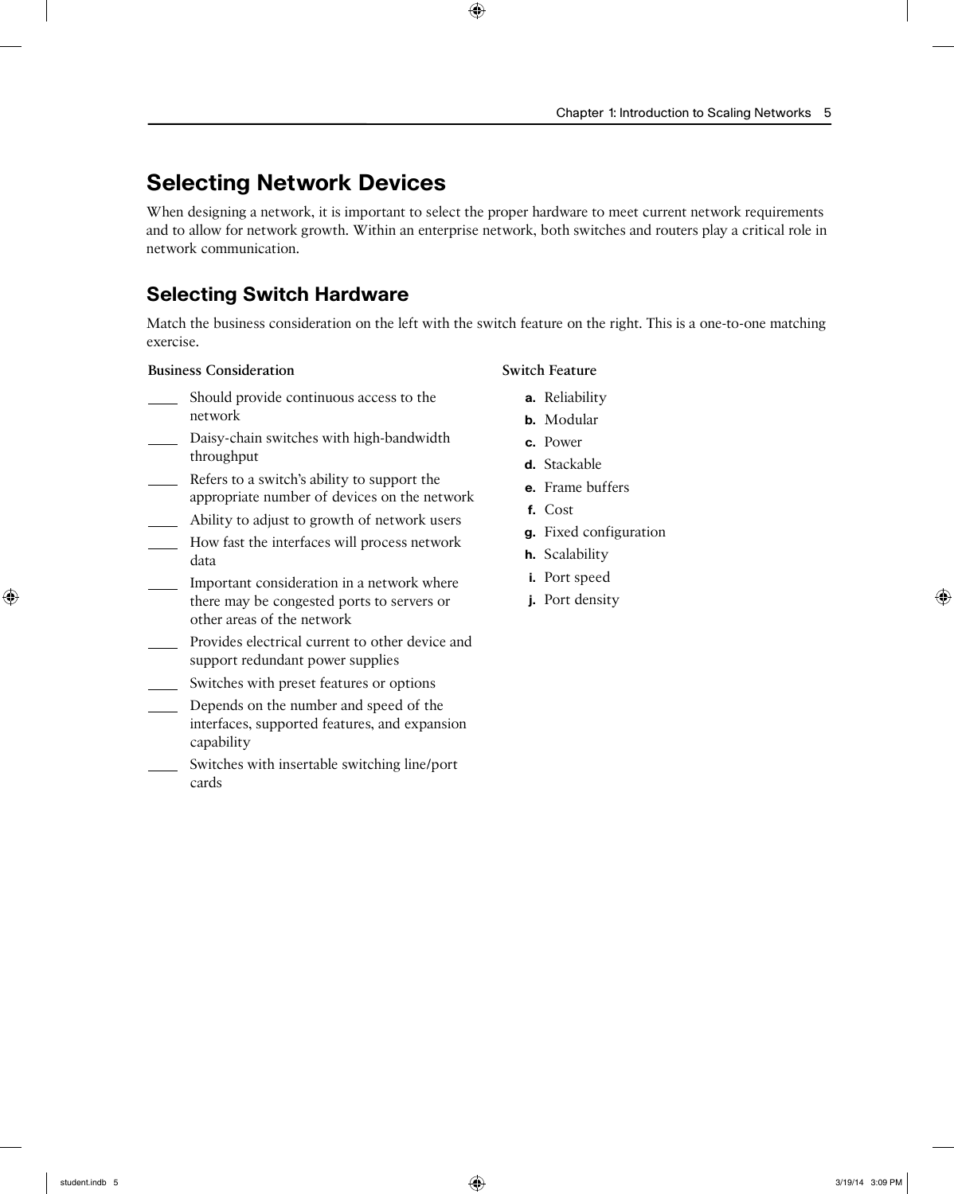# Selecting Network Devices

When designing a network, it is important to select the proper hardware to meet current network requirements and to allow for network growth. Within an enterprise network, both switches and routers play a critical role in network communication.

## Selecting Switch Hardware

Match the business consideration on the left with the switch feature on the right. This is a one-to-one matching exercise.

**Business Consideration**

____ Should provide continuous access to the network

____ Daisy-chain switches with high-bandwidth throughput

____ Refers to a switch's ability to support the appropriate number of devices on the network

____ Ability to adjust to growth of network users

____ How fast the interfaces will process network data

____ Important consideration in a network where there may be congested ports to servers or other areas of the network

____ Provides electrical current to other device and support redundant power supplies

____ Switches with preset features or options

____ Depends on the number and speed of the interfaces, supported features, and expansion capability

____ Switches with insertable switching line/port cards

**Switch Feature**

**a.** Reliability
**b.** Modular
**c.** Power
**d.** Stackable
**e.** Frame buffers
**f.** Cost
**g.** Fixed configuration
**h.** Scalability
**i.** Port speed
**j.** Port density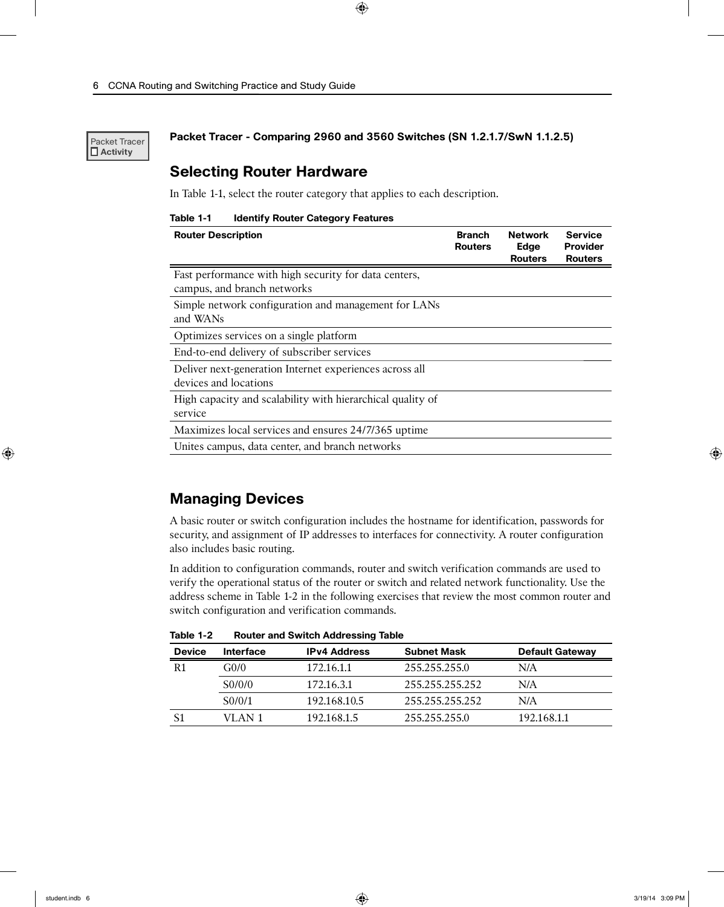Packet Tracer Activity

**Packet Tracer - Comparing 2960 and 3560 Switches (SN 1.2.1.7/SwN 1.1.2.5)**

## Selecting Router Hardware

In Table 1-1, select the router category that applies to each description.

**Table 1-1 Identify Router Category Features**

| Router Description | Branch Routers | Network Edge Routers | Service Provider Routers |
|---|---|---|---|
| Fast performance with high security for data centers, campus, and branch networks | | | |
| Simple network configuration and management for LANs and WANs | | | |
| Optimizes services on a single platform | | | |
| End-to-end delivery of subscriber services | | | |
| Deliver next-generation Internet experiences across all devices and locations | | | |
| High capacity and scalability with hierarchical quality of service | | | |
| Maximizes local services and ensures 24/7/365 uptime | | | |
| Unites campus, data center, and branch networks | | | |

## Managing Devices

A basic router or switch configuration includes the hostname for identification, passwords for security, and assignment of IP addresses to interfaces for connectivity. A router configuration also includes basic routing.

In addition to configuration commands, router and switch verification commands are used to verify the operational status of the router or switch and related network functionality. Use the address scheme in Table 1-2 in the following exercises that review the most common router and switch configuration and verification commands.

**Table 1-2 Router and Switch Addressing Table**

| Device | Interface | IPv4 Address | Subnet Mask | Default Gateway |
|---|---|---|---|---|
| R1 | G0/0 | 172.16.1.1 | 255.255.255.0 | N/A |
| | S0/0/0 | 172.16.3.1 | 255.255.255.252 | N/A |
| | S0/0/1 | 192.168.10.5 | 255.255.255.252 | N/A |
| S1 | VLAN 1 | 192.168.1.5 | 255.255.255.0 | 192.168.1.1 |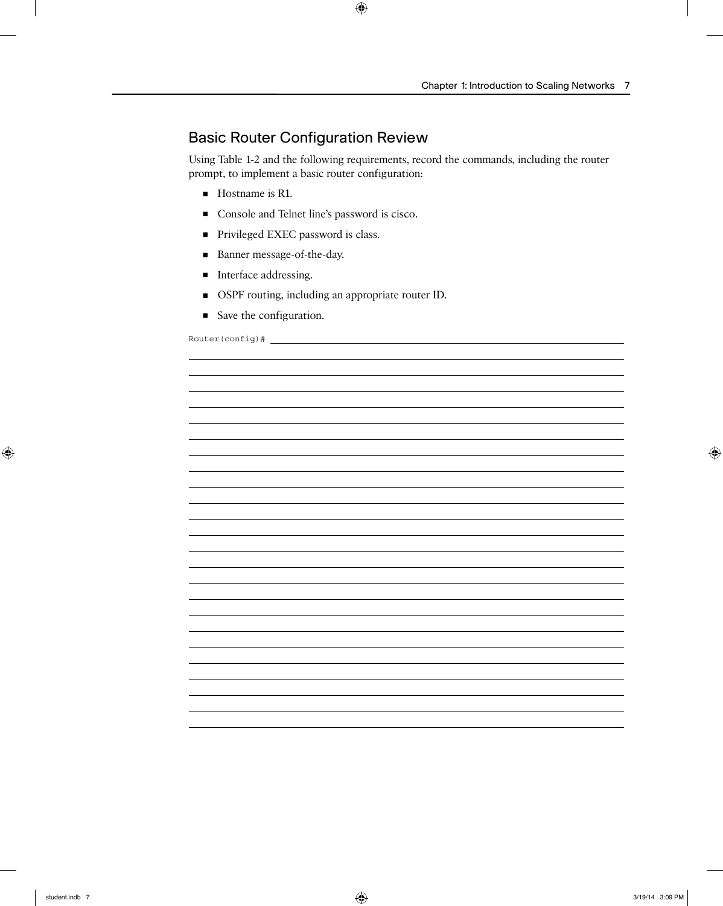## Basic Router Configuration Review

Using Table 1-2 and the following requirements, record the commands, including the router prompt, to implement a basic router configuration:

- Hostname is R1.
- Console and Telnet line's password is cisco.
- Privileged EXEC password is class.
- Banner message-of-the-day.
- Interface addressing.
- OSPF routing, including an appropriate router ID.
- Save the configuration.

```
Router(config)# ______________________________________________
```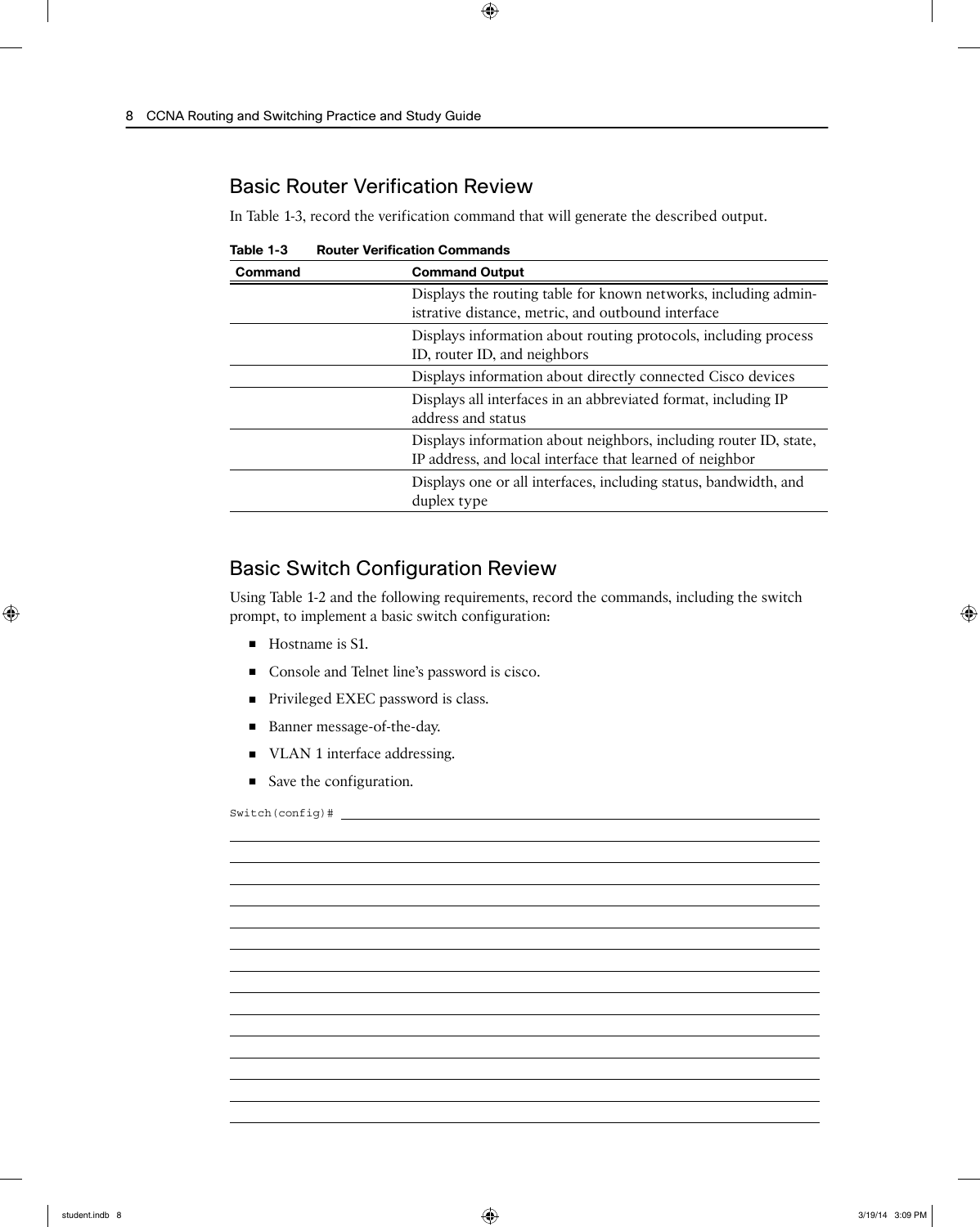## Basic Router Verification Review

In Table 1-3, record the verification command that will generate the described output.

**Table 1-3 Router Verification Commands**

| Command | Command Output |
|---|---|
| | Displays the routing table for known networks, including administrative distance, metric, and outbound interface |
| | Displays information about routing protocols, including process ID, router ID, and neighbors |
| | Displays information about directly connected Cisco devices |
| | Displays all interfaces in an abbreviated format, including IP address and status |
| | Displays information about neighbors, including router ID, state, IP address, and local interface that learned of neighbor |
| | Displays one or all interfaces, including status, bandwidth, and duplex type |

## Basic Switch Configuration Review

Using Table 1-2 and the following requirements, record the commands, including the switch prompt, to implement a basic switch configuration:

- Hostname is S1.
- Console and Telnet line's password is cisco.
- Privileged EXEC password is class.
- Banner message-of-the-day.
- VLAN 1 interface addressing.
- Save the configuration.

```
Switch(config)# ____________________________________________
```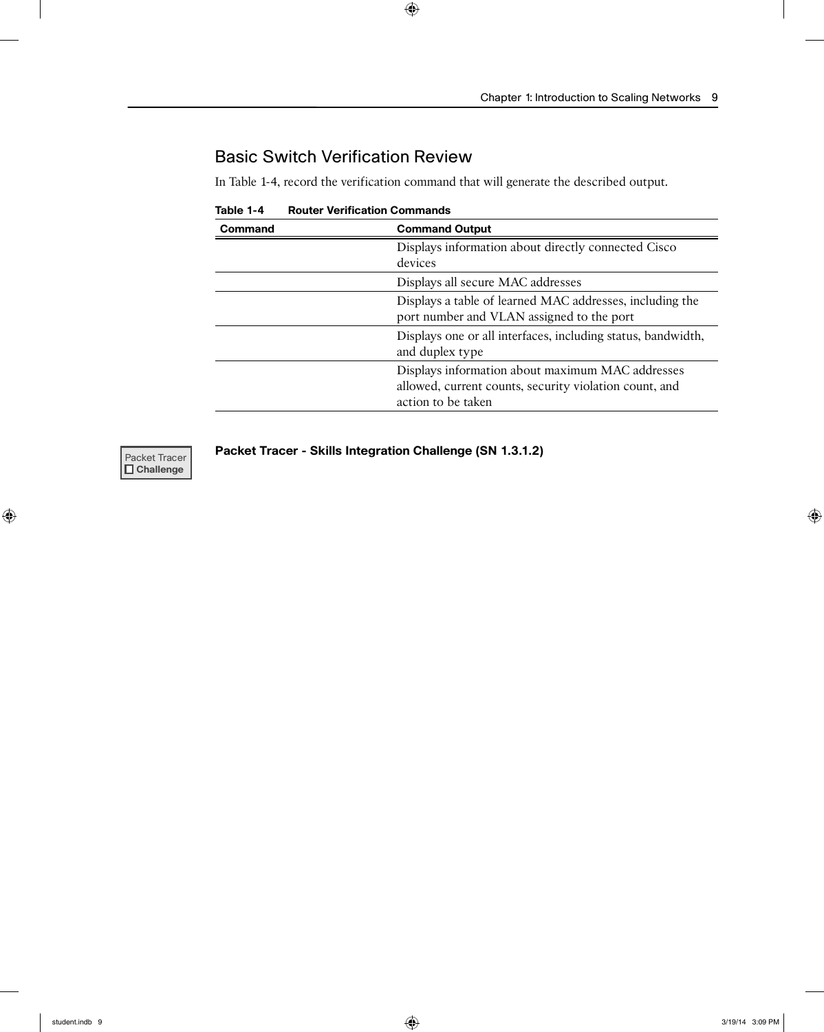## Basic Switch Verification Review

In Table 1-4, record the verification command that will generate the described output.

**Table 1-4 Router Verification Commands**

| Command | Command Output |
|---|---|
| | Displays information about directly connected Cisco devices |
| | Displays all secure MAC addresses |
| | Displays a table of learned MAC addresses, including the port number and VLAN assigned to the port |
| | Displays one or all interfaces, including status, bandwidth, and duplex type |
| | Displays information about maximum MAC addresses allowed, current counts, security violation count, and action to be taken |

Packet Tracer ☐ **Challenge**

**Packet Tracer - Skills Integration Challenge (SN 1.3.1.2)**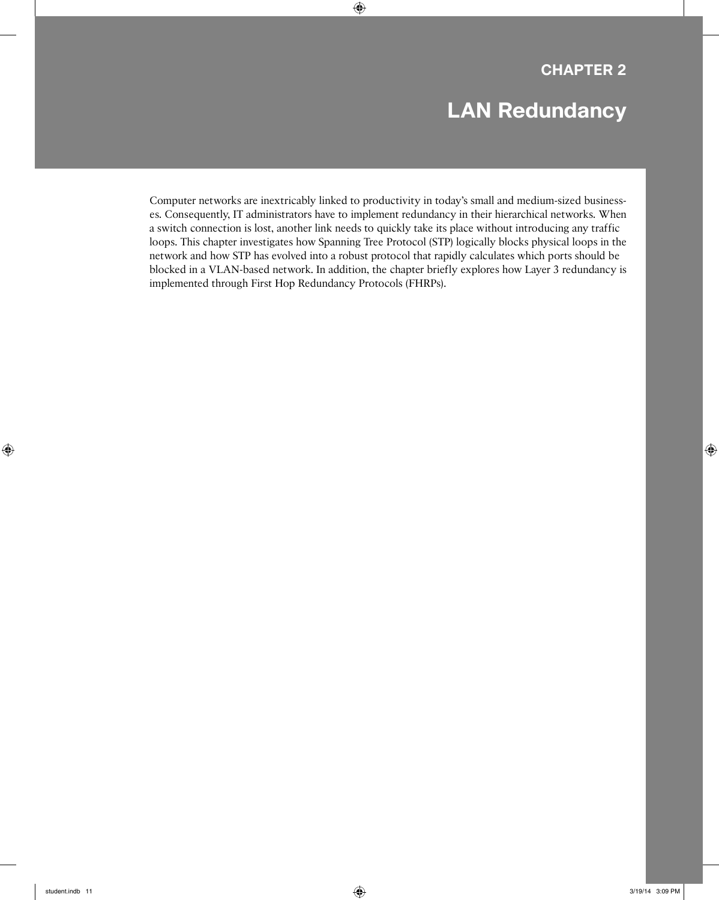# CHAPTER 2

# LAN Redundancy

Computer networks are inextricably linked to productivity in today's small and medium-sized businesses. Consequently, IT administrators have to implement redundancy in their hierarchical networks. When a switch connection is lost, another link needs to quickly take its place without introducing any traffic loops. This chapter investigates how Spanning Tree Protocol (STP) logically blocks physical loops in the network and how STP has evolved into a robust protocol that rapidly calculates which ports should be blocked in a VLAN-based network. In addition, the chapter briefly explores how Layer 3 redundancy is implemented through First Hop Redundancy Protocols (FHRPs).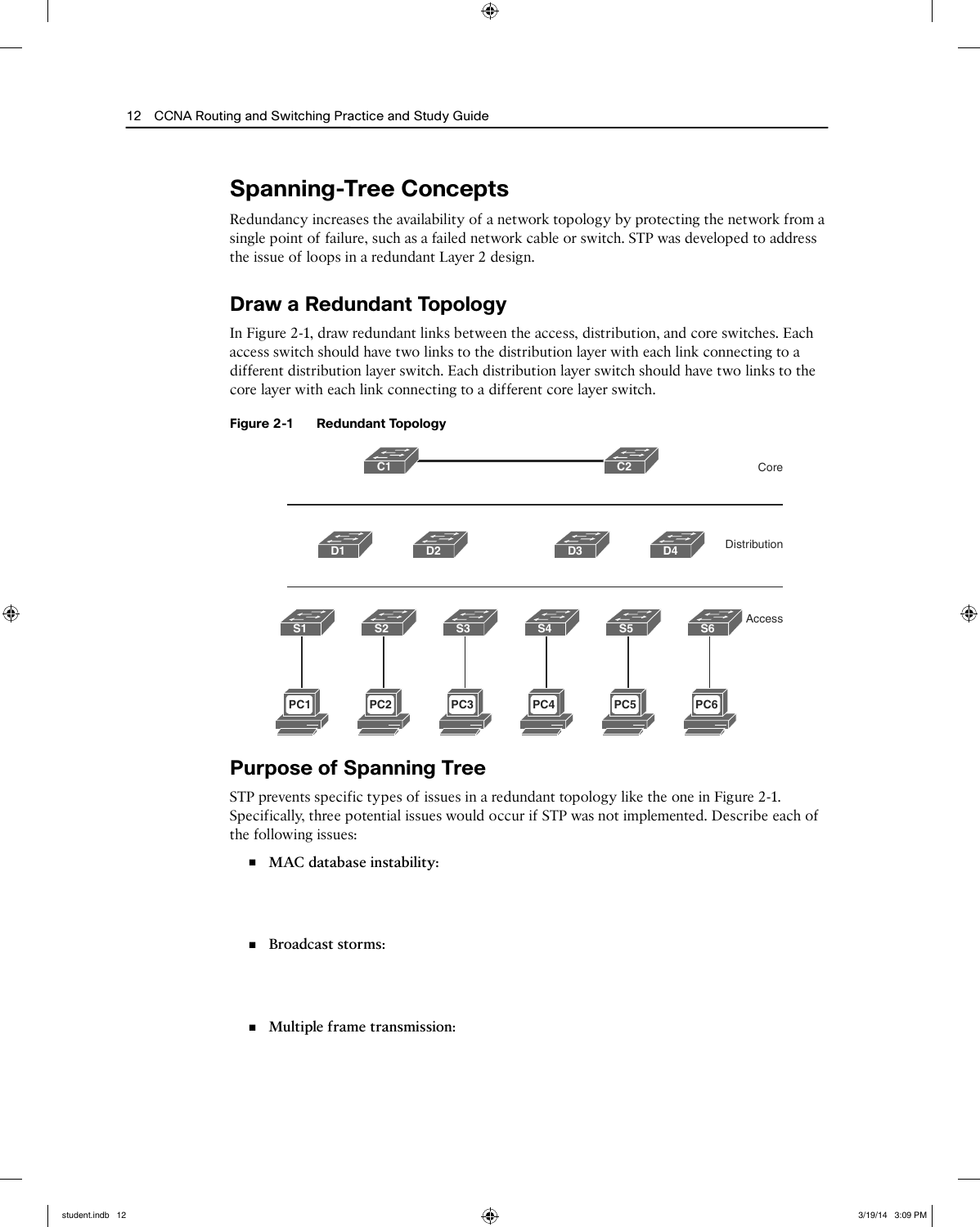# Spanning-Tree Concepts

Redundancy increases the availability of a network topology by protecting the network from a single point of failure, such as a failed network cable or switch. STP was developed to address the issue of loops in a redundant Layer 2 design.

## Draw a Redundant Topology

In Figure 2-1, draw redundant links between the access, distribution, and core switches. Each access switch should have two links to the distribution layer with each link connecting to a different distribution layer switch. Each distribution layer switch should have two links to the core layer with each link connecting to a different core layer switch.

**Figure 2-1 Redundant Topology**

## Purpose of Spanning Tree

STP prevents specific types of issues in a redundant topology like the one in Figure 2-1. Specifically, three potential issues would occur if STP was not implemented. Describe each of the following issues:

- **MAC database instability:**

- **Broadcast storms:**

- **Multiple frame transmission:**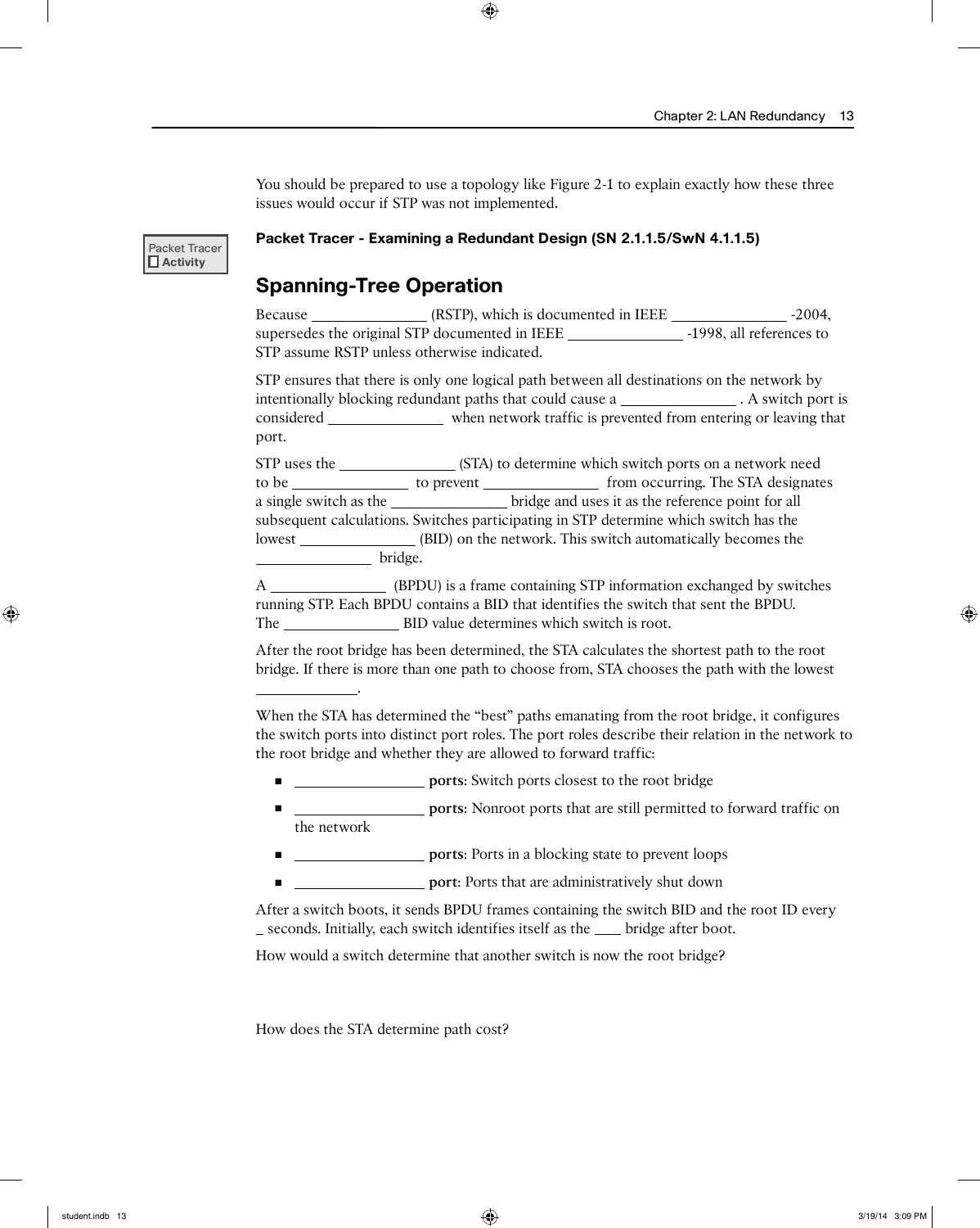You should be prepared to use a topology like Figure 2-1 to explain exactly how these three issues would occur if STP was not implemented.

Packet Tracer
☐ Activity

**Packet Tracer - Examining a Redundant Design (SN 2.1.1.5/SwN 4.1.1.5)**

## Spanning-Tree Operation

Because ________________ (RSTP), which is documented in IEEE ________________ -2004, supersedes the original STP documented in IEEE ________________ -1998, all references to STP assume RSTP unless otherwise indicated.

STP ensures that there is only one logical path between all destinations on the network by intentionally blocking redundant paths that could cause a ________________ . A switch port is considered ________________ when network traffic is prevented from entering or leaving that port.

STP uses the ________________ (STA) to determine which switch ports on a network need to be ________________ to prevent ________________ from occurring. The STA designates a single switch as the ________________ bridge and uses it as the reference point for all subsequent calculations. Switches participating in STP determine which switch has the lowest ________________ (BID) on the network. This switch automatically becomes the ________________ bridge.

A ________________ (BPDU) is a frame containing STP information exchanged by switches running STP. Each BPDU contains a BID that identifies the switch that sent the BPDU. The ________________ BID value determines which switch is root.

After the root bridge has been determined, the STA calculates the shortest path to the root bridge. If there is more than one path to choose from, STA chooses the path with the lowest ______________.

When the STA has determined the "best" paths emanating from the root bridge, it configures the switch ports into distinct port roles. The port roles describe their relation in the network to the root bridge and whether they are allowed to forward traffic:

- ________________ **ports**: Switch ports closest to the root bridge
- ________________ **ports**: Nonroot ports that are still permitted to forward traffic on the network
- ________________ **ports**: Ports in a blocking state to prevent loops
- ________________ **port**: Ports that are administratively shut down

After a switch boots, it sends BPDU frames containing the switch BID and the root ID every _ seconds. Initially, each switch identifies itself as the ____ bridge after boot.

How would a switch determine that another switch is now the root bridge?

How does the STA determine path cost?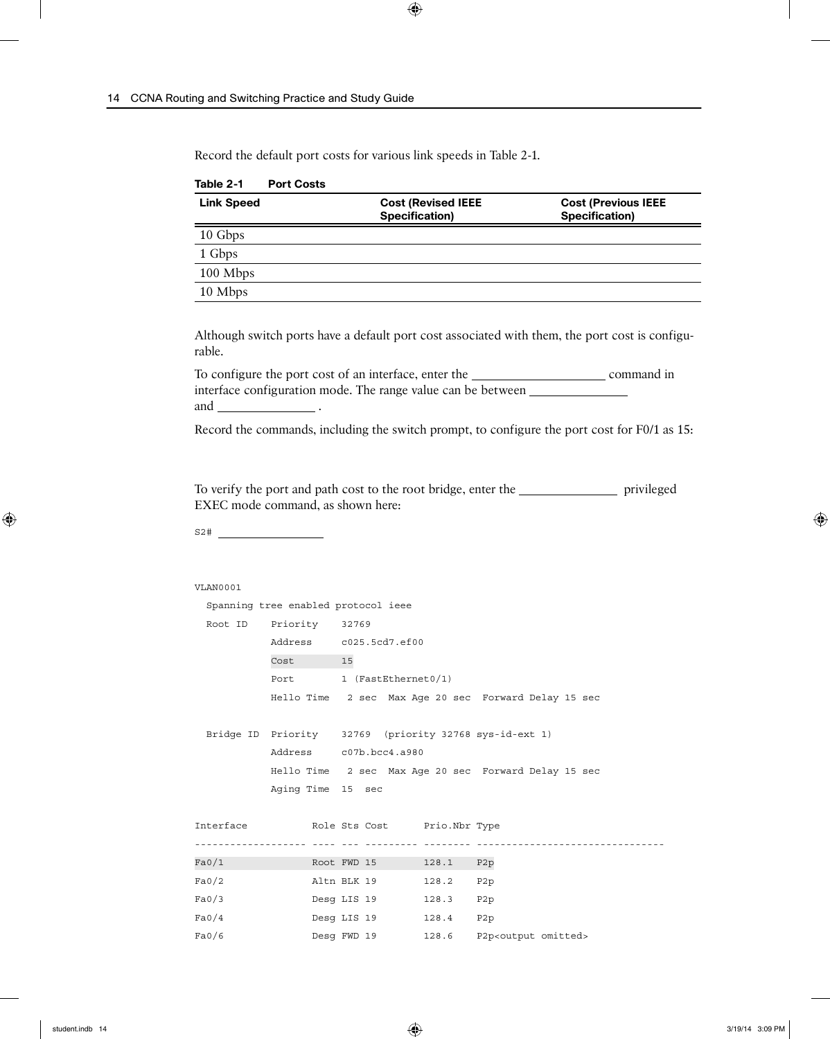Record the default port costs for various link speeds in Table 2-1.

**Table 2-1 Port Costs**

| Link Speed | Cost (Revised IEEE Specification) | Cost (Previous IEEE Specification) |
|---|---|---|
| 10 Gbps | | |
| 1 Gbps | | |
| 100 Mbps | | |
| 10 Mbps | | |

Although switch ports have a default port cost associated with them, the port cost is configurable.

To configure the port cost of an interface, enter the ____________________ command in interface configuration mode. The range value can be between ______________ and ______________ .

Record the commands, including the switch prompt, to configure the port cost for F0/1 as 15:

To verify the port and path cost to the root bridge, enter the ______________ privileged EXEC mode command, as shown here:

```
S2# ________________



VLAN0001
  Spanning tree enabled protocol ieee
  Root ID    Priority    32769
             Address     c025.5cd7.ef00
             Cost        15
             Port        1 (FastEthernet0/1)
             Hello Time   2 sec  Max Age 20 sec  Forward Delay 15 sec

  Bridge ID  Priority    32769  (priority 32768 sys-id-ext 1)
             Address     c07b.bcc4.a980
             Hello Time   2 sec  Max Age 20 sec  Forward Delay 15 sec
             Aging Time  15  sec

Interface           Role Sts Cost      Prio.Nbr Type
------------------- ---- --- --------- -------- --------------------------------
Fa0/1               Root FWD 15        128.1    P2p
Fa0/2               Altn BLK 19        128.2    P2p
Fa0/3               Desg LIS 19        128.3    P2p
Fa0/4               Desg LIS 19        128.4    P2p
Fa0/6               Desg FWD 19        128.6    P2p<output omitted>
```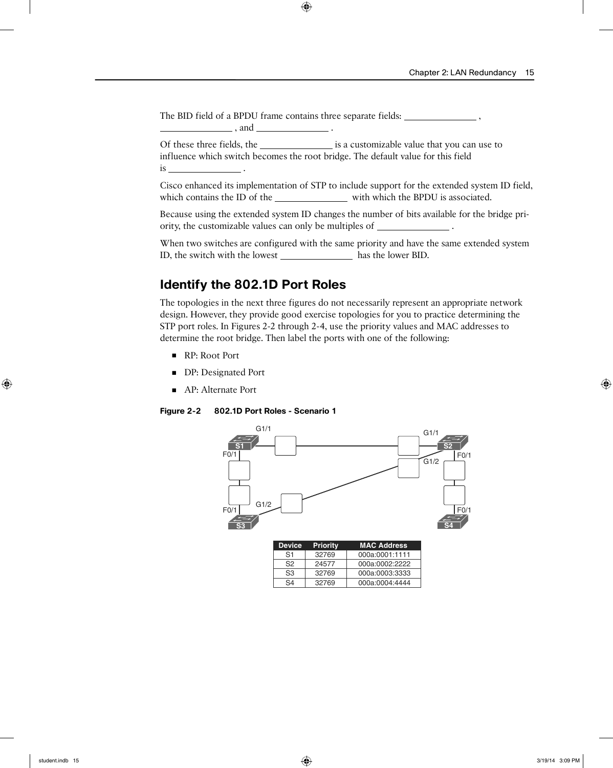The BID field of a BPDU frame contains three separate fields: _______________ , _______________ , and _______________ .

Of these three fields, the _______________ is a customizable value that you can use to influence which switch becomes the root bridge. The default value for this field is _______________ .

Cisco enhanced its implementation of STP to include support for the extended system ID field, which contains the ID of the _______________ with which the BPDU is associated.

Because using the extended system ID changes the number of bits available for the bridge priority, the customizable values can only be multiples of _______________ .

When two switches are configured with the same priority and have the same extended system ID, the switch with the lowest _______________ has the lower BID.

## Identify the 802.1D Port Roles

The topologies in the next three figures do not necessarily represent an appropriate network design. However, they provide good exercise topologies for you to practice determining the STP port roles. In Figures 2-2 through 2-4, use the priority values and MAC addresses to determine the root bridge. Then label the ports with one of the following:

- RP: Root Port
- DP: Designated Port
- AP: Alternate Port

**Figure 2-2 802.1D Port Roles - Scenario 1**

| Device | Priority | MAC Address |
|---|---|---|
| S1 | 32769 | 000a:0001:1111 |
| S2 | 24577 | 000a:0002:2222 |
| S3 | 32769 | 000a:0003:3333 |
| S4 | 32769 | 000a:0004:4444 |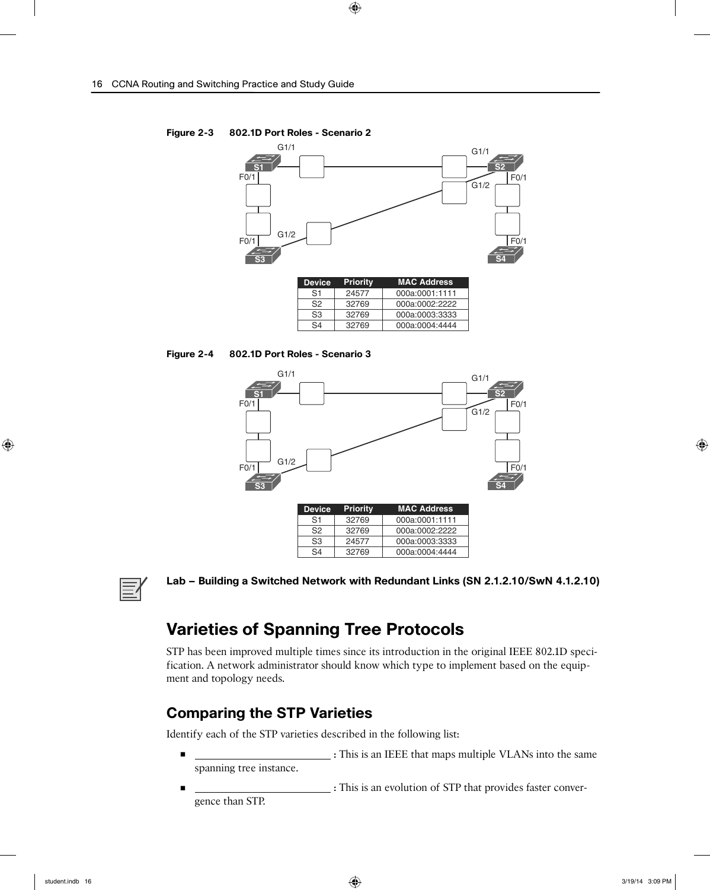**Figure 2-3 802.1D Port Roles - Scenario 2**

| Device | Priority | MAC Address |
|---|---|---|
| S1 | 24577 | 000a:0001:1111 |
| S2 | 32769 | 000a:0002:2222 |
| S3 | 32769 | 000a:0003:3333 |
| S4 | 32769 | 000a:0004:4444 |

**Figure 2-4 802.1D Port Roles - Scenario 3**

| Device | Priority | MAC Address |
|---|---|---|
| S1 | 32769 | 000a:0001:1111 |
| S2 | 32769 | 000a:0002:2222 |
| S3 | 24577 | 000a:0003:3333 |
| S4 | 32769 | 000a:0004:4444 |

**Lab – Building a Switched Network with Redundant Links (SN 2.1.2.10/SwN 4.1.2.10)**

## Varieties of Spanning Tree Protocols

STP has been improved multiple times since its introduction in the original IEEE 802.1D specification. A network administrator should know which type to implement based on the equipment and topology needs.

### Comparing the STP Varieties

Identify each of the STP varieties described in the following list:

- ______________________: This is an IEEE that maps multiple VLANs into the same spanning tree instance.
- ______________________: This is an evolution of STP that provides faster convergence than STP.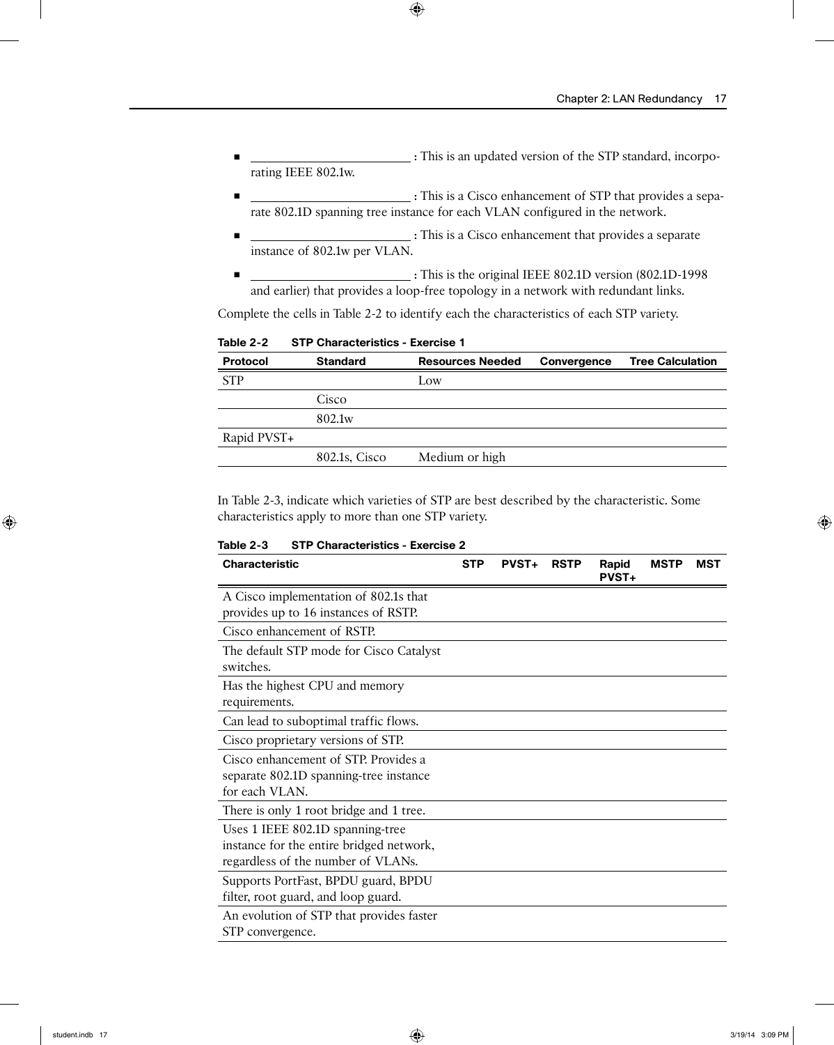- ____________________ : This is an updated version of the STP standard, incorporating IEEE 802.1w.
- ____________________ : This is a Cisco enhancement of STP that provides a separate 802.1D spanning tree instance for each VLAN configured in the network.
- ____________________ : This is a Cisco enhancement that provides a separate instance of 802.1w per VLAN.
- ____________________ : This is the original IEEE 802.1D version (802.1D-1998 and earlier) that provides a loop-free topology in a network with redundant links.

Complete the cells in Table 2-2 to identify each the characteristics of each STP variety.

**Table 2-2 STP Characteristics - Exercise 1**

| Protocol | Standard | Resources Needed | Convergence | Tree Calculation |
|---|---|---|---|---|
| STP | | Low | | |
| | Cisco | | | |
| | 802.1w | | | |
| Rapid PVST+ | | | | |
| | 802.1s, Cisco | Medium or high | | |

In Table 2-3, indicate which varieties of STP are best described by the characteristic. Some characteristics apply to more than one STP variety.

**Table 2-3 STP Characteristics - Exercise 2**

| Characteristic | STP | PVST+ | RSTP | Rapid PVST+ | MSTP | MST |
|---|---|---|---|---|---|---|
| A Cisco implementation of 802.1s that provides up to 16 instances of RSTP. | | | | | | |
| Cisco enhancement of RSTP. | | | | | | |
| The default STP mode for Cisco Catalyst switches. | | | | | | |
| Has the highest CPU and memory requirements. | | | | | | |
| Can lead to suboptimal traffic flows. | | | | | | |
| Cisco proprietary versions of STP. | | | | | | |
| Cisco enhancement of STP. Provides a separate 802.1D spanning-tree instance for each VLAN. | | | | | | |
| There is only 1 root bridge and 1 tree. | | | | | | |
| Uses 1 IEEE 802.1D spanning-tree instance for the entire bridged network, regardless of the number of VLANs. | | | | | | |
| Supports PortFast, BPDU guard, BPDU filter, root guard, and loop guard. | | | | | | |
| An evolution of STP that provides faster STP convergence. | | | | | | |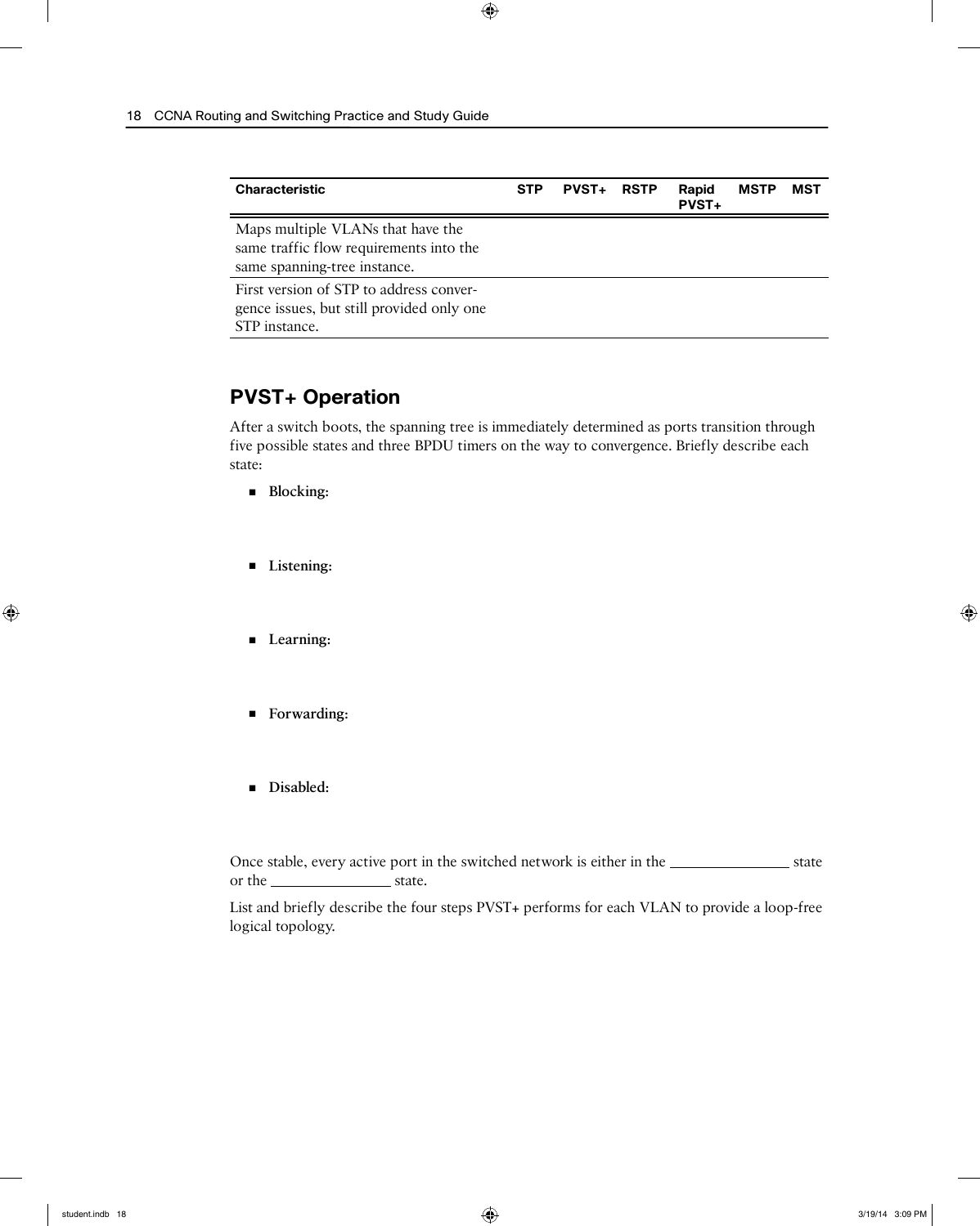| Characteristic | STP | PVST+ | RSTP | Rapid PVST+ | MSTP | MST |
|---|---|---|---|---|---|---|
| Maps multiple VLANs that have the same traffic flow requirements into the same spanning-tree instance. | | | | | | |
| First version of STP to address convergence issues, but still provided only one STP instance. | | | | | | |

## PVST+ Operation

After a switch boots, the spanning tree is immediately determined as ports transition through five possible states and three BPDU timers on the way to convergence. Briefly describe each state:

- **Blocking:**

- **Listening:**

- **Learning:**

- **Forwarding:**

- **Disabled:**

Once stable, every active port in the switched network is either in the ________________ state or the ________________ state.

List and briefly describe the four steps PVST+ performs for each VLAN to provide a loop-free logical topology.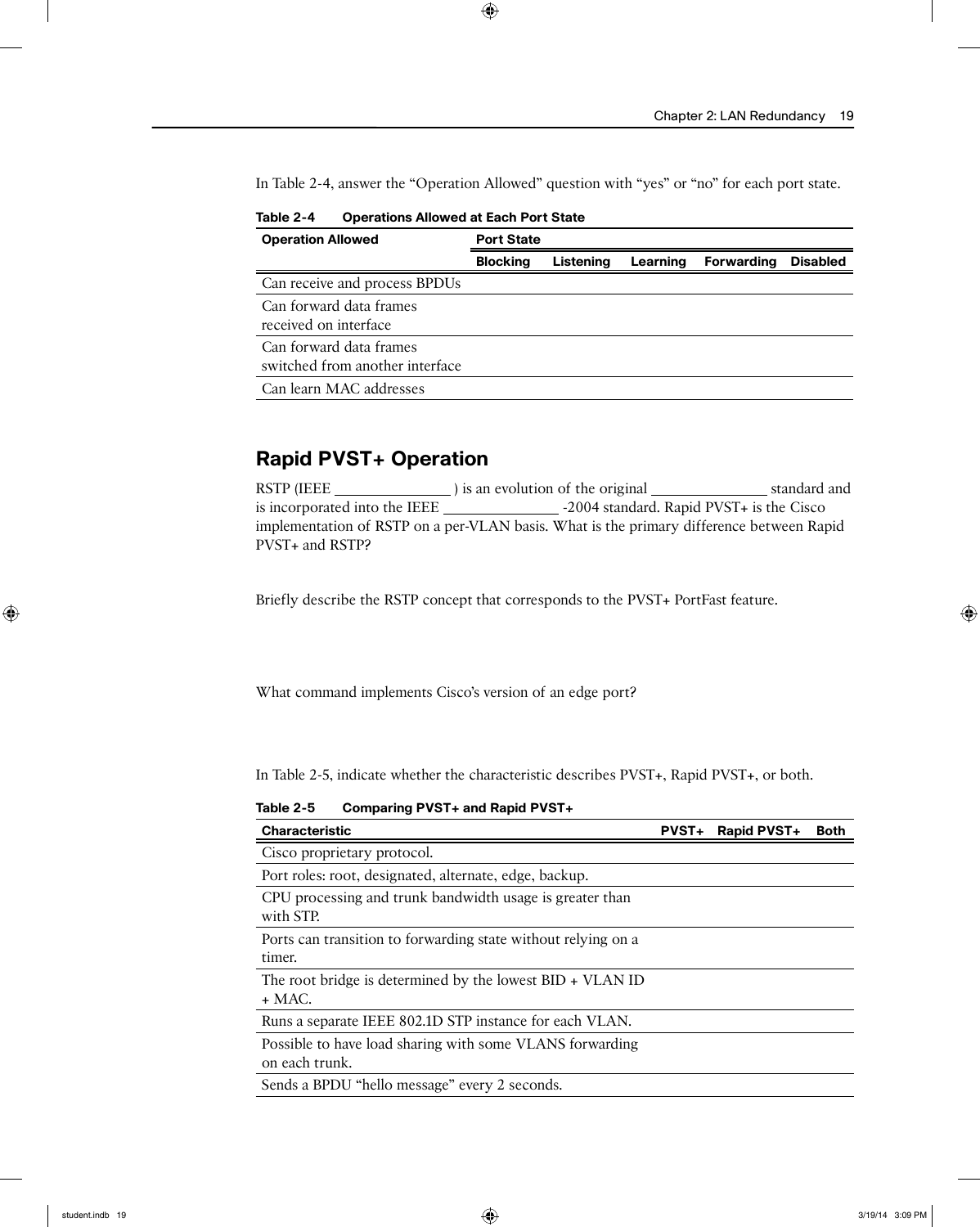In Table 2-4, answer the "Operation Allowed" question with "yes" or "no" for each port state.

**Table 2-4 Operations Allowed at Each Port State**

| Operation Allowed | Port State | | | | |
|---|---|---|---|---|---|
| | **Blocking** | **Listening** | **Learning** | **Forwarding** | **Disabled** |
| Can receive and process BPDUs | | | | | |
| Can forward data frames received on interface | | | | | |
| Can forward data frames switched from another interface | | | | | |
| Can learn MAC addresses | | | | | |

## Rapid PVST+ Operation

RSTP (IEEE _______________ ) is an evolution of the original _______________ standard and is incorporated into the IEEE _______________ -2004 standard. Rapid PVST+ is the Cisco implementation of RSTP on a per-VLAN basis. What is the primary difference between Rapid PVST+ and RSTP?

Briefly describe the RSTP concept that corresponds to the PVST+ PortFast feature.

What command implements Cisco's version of an edge port?

In Table 2-5, indicate whether the characteristic describes PVST+, Rapid PVST+, or both.

**Table 2-5 Comparing PVST+ and Rapid PVST+**

| Characteristic | PVST+ | Rapid PVST+ | Both |
|---|---|---|---|
| Cisco proprietary protocol. | | | |
| Port roles: root, designated, alternate, edge, backup. | | | |
| CPU processing and trunk bandwidth usage is greater than with STP. | | | |
| Ports can transition to forwarding state without relying on a timer. | | | |
| The root bridge is determined by the lowest BID + VLAN ID + MAC. | | | |
| Runs a separate IEEE 802.1D STP instance for each VLAN. | | | |
| Possible to have load sharing with some VLANS forwarding on each trunk. | | | |
| Sends a BPDU "hello message" every 2 seconds. | | | |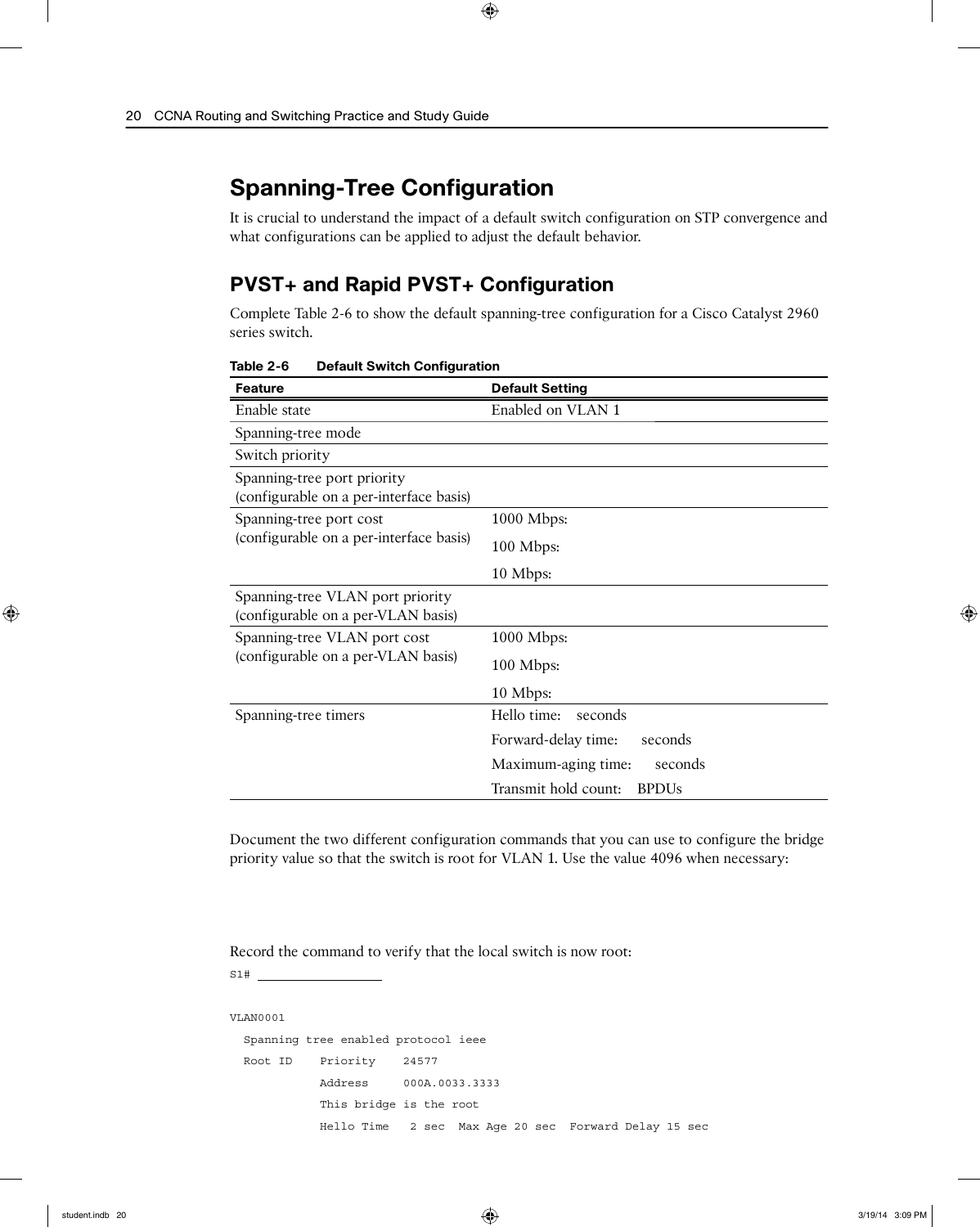## Spanning-Tree Configuration

It is crucial to understand the impact of a default switch configuration on STP convergence and what configurations can be applied to adjust the default behavior.

### PVST+ and Rapid PVST+ Configuration

Complete Table 2-6 to show the default spanning-tree configuration for a Cisco Catalyst 2960 series switch.

**Table 2-6 Default Switch Configuration**

| Feature | Default Setting |
|---|---|
| Enable state | Enabled on VLAN 1 |
| Spanning-tree mode | |
| Switch priority | |
| Spanning-tree port priority (configurable on a per-interface basis) | |
| Spanning-tree port cost (configurable on a per-interface basis) | 1000 Mbps: |
| | 100 Mbps: |
| | 10 Mbps: |
| Spanning-tree VLAN port priority (configurable on a per-VLAN basis) | |
| Spanning-tree VLAN port cost (configurable on a per-VLAN basis) | 1000 Mbps: |
| | 100 Mbps: |
| | 10 Mbps: |
| Spanning-tree timers | Hello time: seconds |
| | Forward-delay time: seconds |
| | Maximum-aging time: seconds |
| | Transmit hold count: BPDUs |

Document the two different configuration commands that you can use to configure the bridge priority value so that the switch is root for VLAN 1. Use the value 4096 when necessary:

Record the command to verify that the local switch is now root:

```
S1# ________________

VLAN0001
  Spanning tree enabled protocol ieee
  Root ID    Priority    24577
             Address     000A.0033.3333
             This bridge is the root
             Hello Time   2 sec  Max Age 20 sec  Forward Delay 15 sec
```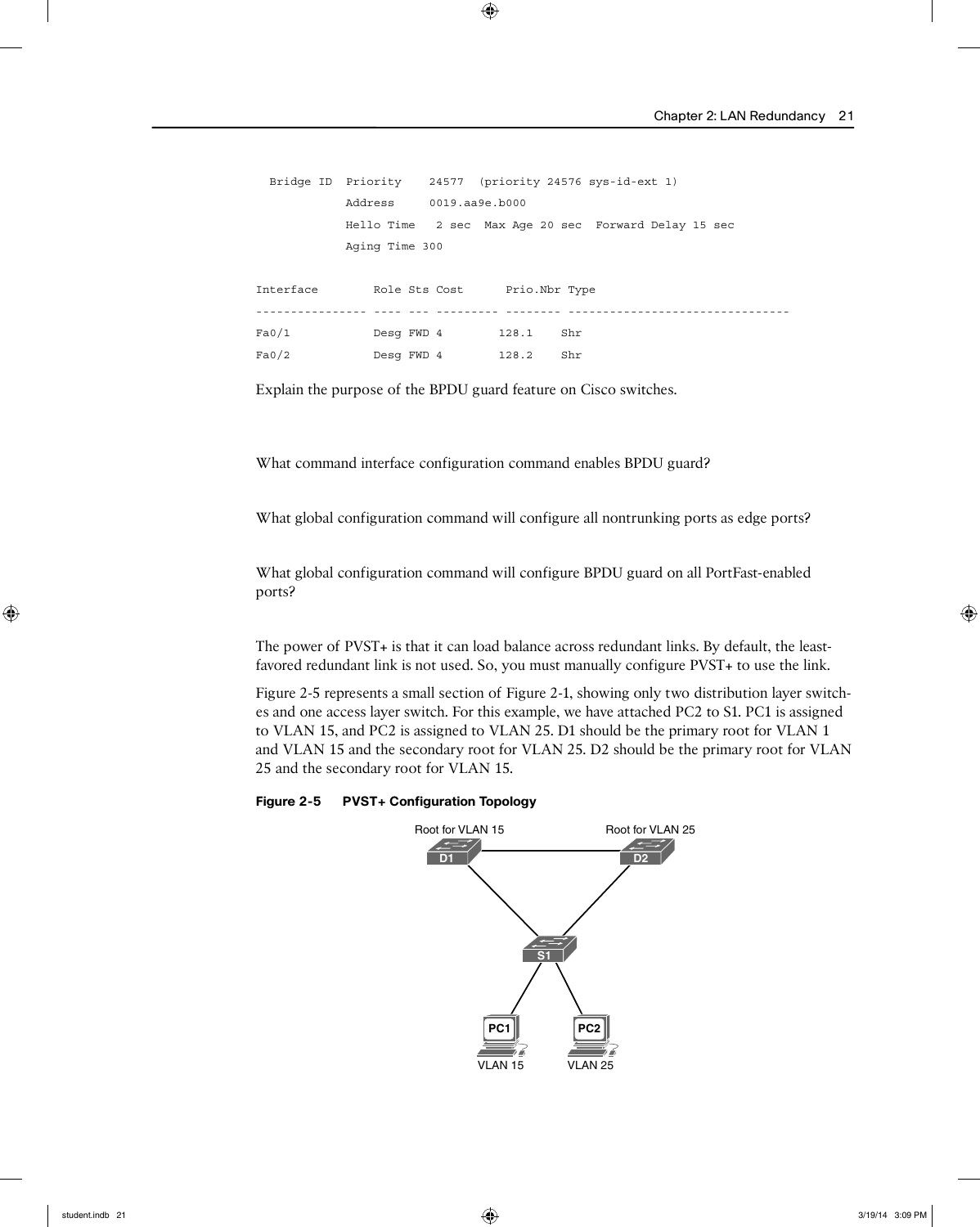```
  Bridge ID  Priority    24577  (priority 24576 sys-id-ext 1)
             Address     0019.aa9e.b000
             Hello Time   2 sec  Max Age 20 sec  Forward Delay 15 sec
             Aging Time 300

Interface        Role Sts Cost      Prio.Nbr Type
---------------- ---- --- --------- -------- --------------------------------
Fa0/1            Desg FWD 4        128.1    Shr
Fa0/2            Desg FWD 4        128.2    Shr
```

Explain the purpose of the BPDU guard feature on Cisco switches.

What command interface configuration command enables BPDU guard?

What global configuration command will configure all nontrunking ports as edge ports?

What global configuration command will configure BPDU guard on all PortFast-enabled ports?

The power of PVST+ is that it can load balance across redundant links. By default, the least-favored redundant link is not used. So, you must manually configure PVST+ to use the link.

Figure 2-5 represents a small section of Figure 2-1, showing only two distribution layer switches and one access layer switch. For this example, we have attached PC2 to S1. PC1 is assigned to VLAN 15, and PC2 is assigned to VLAN 25. D1 should be the primary root for VLAN 1 and VLAN 15 and the secondary root for VLAN 25. D2 should be the primary root for VLAN 25 and the secondary root for VLAN 15.

**Figure 2-5 PVST+ Configuration Topology**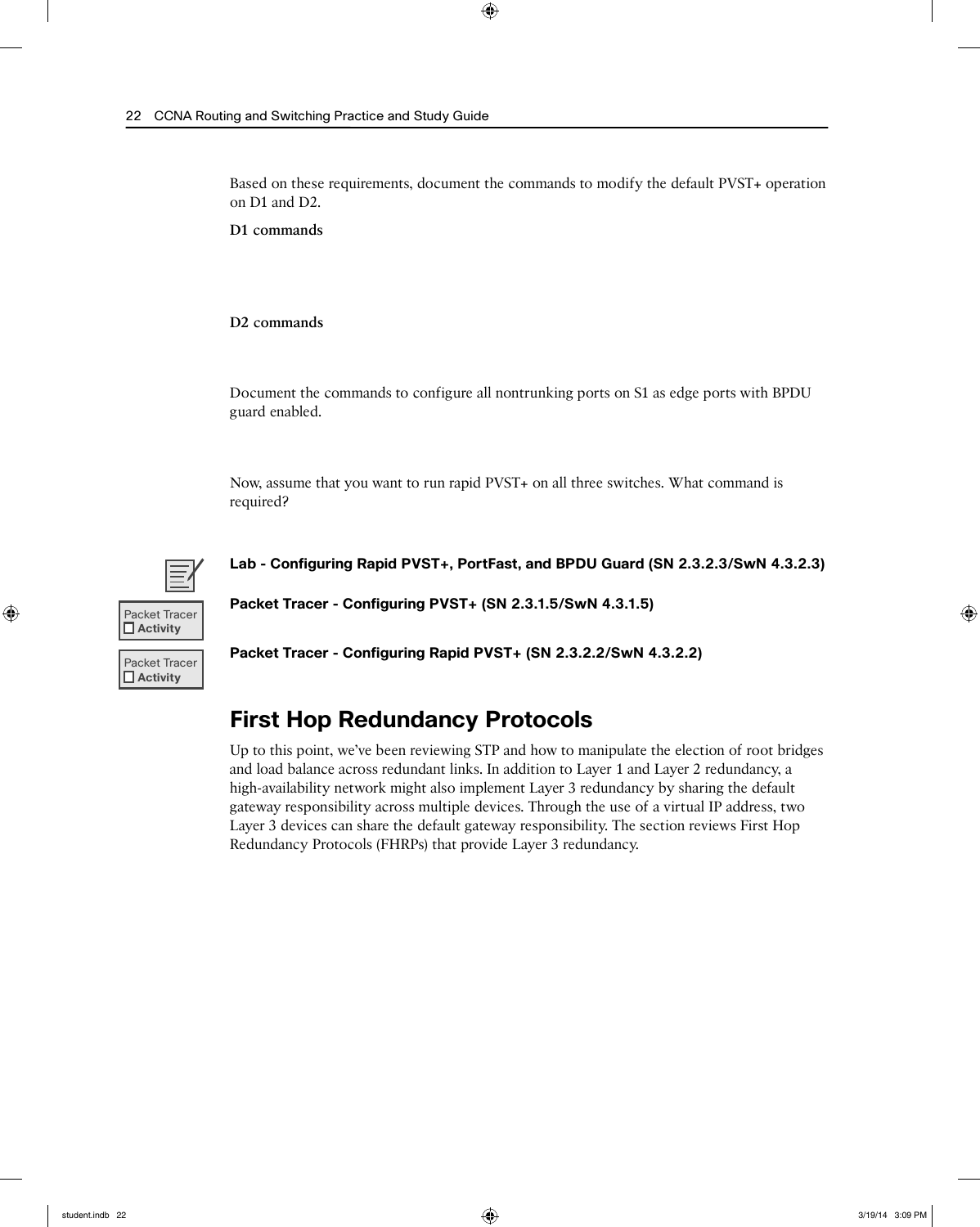Based on these requirements, document the commands to modify the default PVST+ operation on D1 and D2.

**D1 commands**

**D2 commands**

Document the commands to configure all nontrunking ports on S1 as edge ports with BPDU guard enabled.

Now, assume that you want to run rapid PVST+ on all three switches. What command is required?

**Lab - Configuring Rapid PVST+, PortFast, and BPDU Guard (SN 2.3.2.3/SwN 4.3.2.3)**

Packet Tracer Activity

**Packet Tracer - Configuring PVST+ (SN 2.3.1.5/SwN 4.3.1.5)**

Packet Tracer Activity

**Packet Tracer - Configuring Rapid PVST+ (SN 2.3.2.2/SwN 4.3.2.2)**

## First Hop Redundancy Protocols

Up to this point, we've been reviewing STP and how to manipulate the election of root bridges and load balance across redundant links. In addition to Layer 1 and Layer 2 redundancy, a high-availability network might also implement Layer 3 redundancy by sharing the default gateway responsibility across multiple devices. Through the use of a virtual IP address, two Layer 3 devices can share the default gateway responsibility. The section reviews First Hop Redundancy Protocols (FHRPs) that provide Layer 3 redundancy.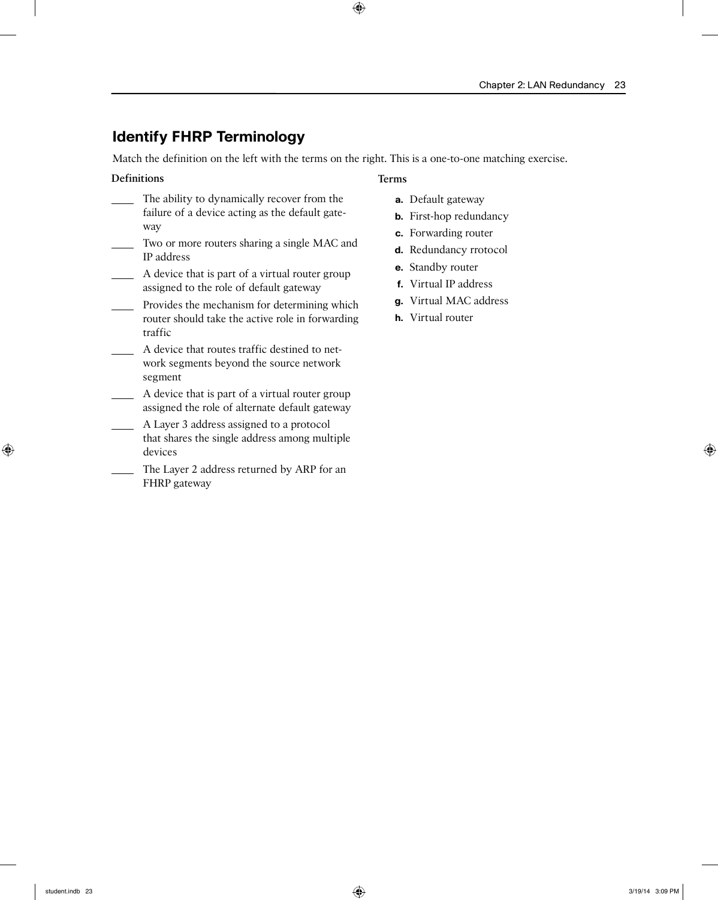## Identify FHRP Terminology

Match the definition on the left with the terms on the right. This is a one-to-one matching exercise.

**Definitions**

____ The ability to dynamically recover from the failure of a device acting as the default gateway

____ Two or more routers sharing a single MAC and IP address

____ A device that is part of a virtual router group assigned to the role of default gateway

____ Provides the mechanism for determining which router should take the active role in forwarding traffic

____ A device that routes traffic destined to network segments beyond the source network segment

____ A device that is part of a virtual router group assigned the role of alternate default gateway

____ A Layer 3 address assigned to a protocol that shares the single address among multiple devices

____ The Layer 2 address returned by ARP for an FHRP gateway

**Terms**

- **a.** Default gateway
- **b.** First-hop redundancy
- **c.** Forwarding router
- **d.** Redundancy rrotocol
- **e.** Standby router
- **f.** Virtual IP address
- **g.** Virtual MAC address
- **h.** Virtual router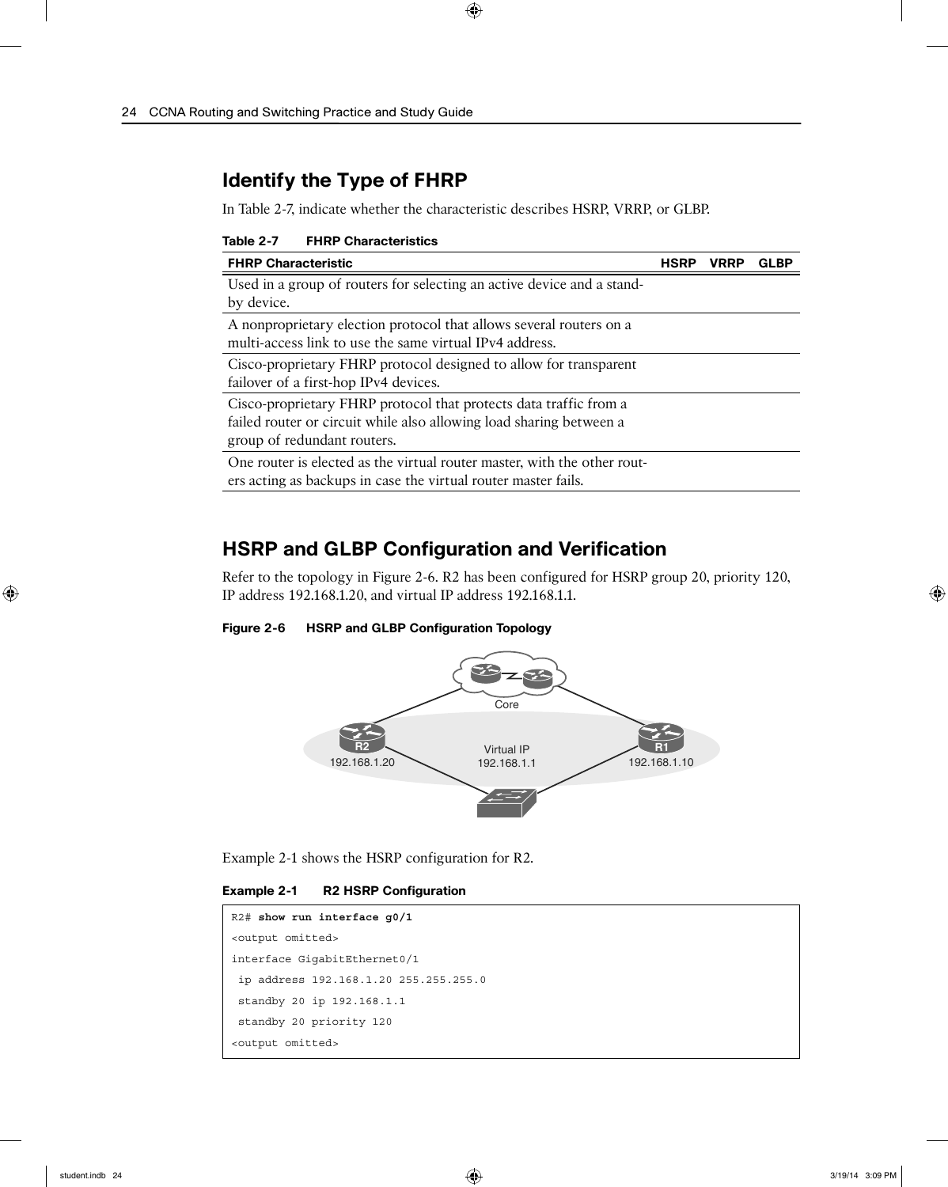## Identify the Type of FHRP

In Table 2-7, indicate whether the characteristic describes HSRP, VRRP, or GLBP.

**Table 2-7 FHRP Characteristics**

| FHRP Characteristic | HSRP | VRRP | GLBP |
|---|---|---|---|
| Used in a group of routers for selecting an active device and a standby device. | | | |
| A nonproprietary election protocol that allows several routers on a multi-access link to use the same virtual IPv4 address. | | | |
| Cisco-proprietary FHRP protocol designed to allow for transparent failover of a first-hop IPv4 devices. | | | |
| Cisco-proprietary FHRP protocol that protects data traffic from a failed router or circuit while also allowing load sharing between a group of redundant routers. | | | |
| One router is elected as the virtual router master, with the other routers acting as backups in case the virtual router master fails. | | | |

## HSRP and GLBP Configuration and Verification

Refer to the topology in Figure 2-6. R2 has been configured for HSRP group 20, priority 120, IP address 192.168.1.20, and virtual IP address 192.168.1.1.

**Figure 2-6 HSRP and GLBP Configuration Topology**

Core

R2 192.168.1.20

Virtual IP 192.168.1.1

R1 192.168.1.10

Example 2-1 shows the HSRP configuration for R2.

**Example 2-1 R2 HSRP Configuration**

```
R2# show run interface g0/1
<output omitted>
interface GigabitEthernet0/1
 ip address 192.168.1.20 255.255.255.0
 standby 20 ip 192.168.1.1
 standby 20 priority 120
<output omitted>
```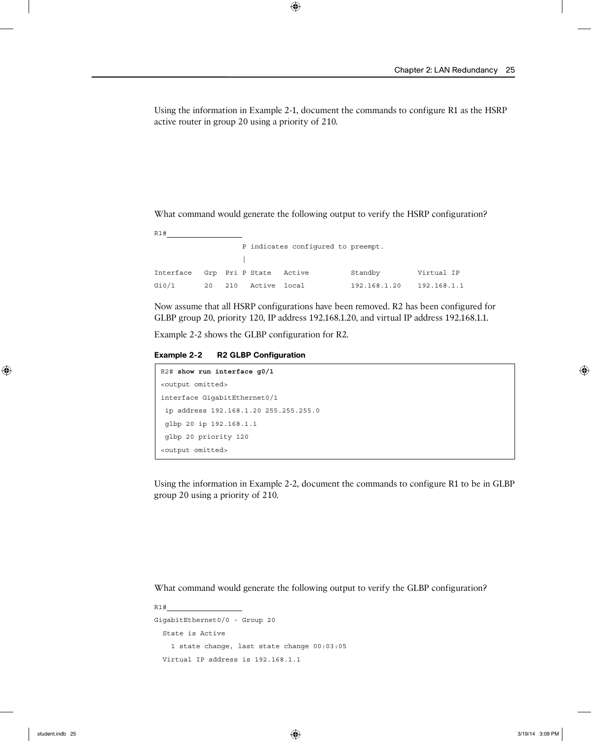Using the information in Example 2-1, document the commands to configure R1 as the HSRP active router in group 20 using a priority of 210.

What command would generate the following output to verify the HSRP configuration?

```
R1#___________________
                     P indicates configured to preempt.
                     |
Interface   Grp  Pri P State   Active          Standby         Virtual IP
Gi0/1       20   210   Active  local           192.168.1.20    192.168.1.1
```

Now assume that all HSRP configurations have been removed. R2 has been configured for GLBP group 20, priority 120, IP address 192.168.1.20, and virtual IP address 192.168.1.1.

Example 2-2 shows the GLBP configuration for R2.

**Example 2-2 R2 GLBP Configuration**

```
R2# show run interface g0/1
<output omitted>
interface GigabitEthernet0/1
 ip address 192.168.1.20 255.255.255.0
 glbp 20 ip 192.168.1.1
 glbp 20 priority 120
<output omitted>
```

Using the information in Example 2-2, document the commands to configure R1 to be in GLBP group 20 using a priority of 210.

What command would generate the following output to verify the GLBP configuration?

```
R1#___________________
GigabitEthernet0/0 - Group 20
  State is Active
    1 state change, last state change 00:03:05
  Virtual IP address is 192.168.1.1
```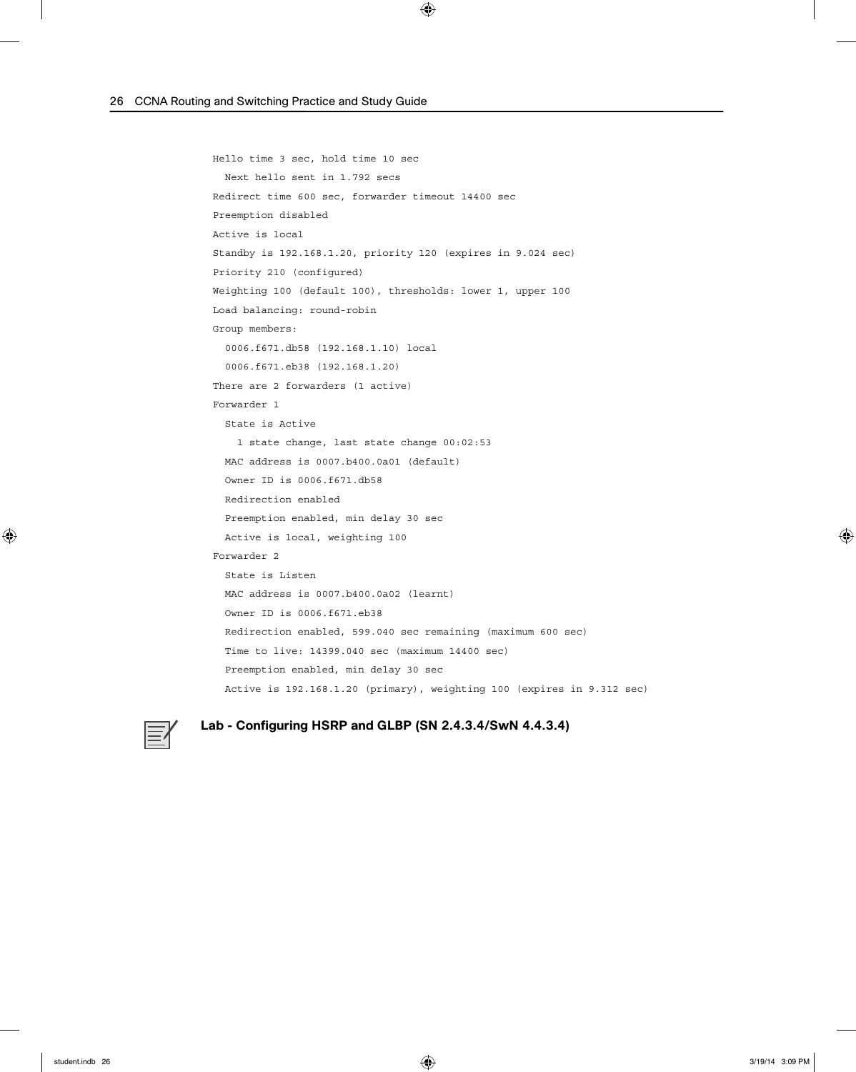```
Hello time 3 sec, hold time 10 sec
  Next hello sent in 1.792 secs
Redirect time 600 sec, forwarder timeout 14400 sec
Preemption disabled
Active is local
Standby is 192.168.1.20, priority 120 (expires in 9.024 sec)
Priority 210 (configured)
Weighting 100 (default 100), thresholds: lower 1, upper 100
Load balancing: round-robin
Group members:
  0006.f671.db58 (192.168.1.10) local
  0006.f671.eb38 (192.168.1.20)
There are 2 forwarders (1 active)
Forwarder 1
  State is Active
    1 state change, last state change 00:02:53
  MAC address is 0007.b400.0a01 (default)
  Owner ID is 0006.f671.db58
  Redirection enabled
  Preemption enabled, min delay 30 sec
  Active is local, weighting 100
Forwarder 2
  State is Listen
  MAC address is 0007.b400.0a02 (learnt)
  Owner ID is 0006.f671.eb38
  Redirection enabled, 599.040 sec remaining (maximum 600 sec)
  Time to live: 14399.040 sec (maximum 14400 sec)
  Preemption enabled, min delay 30 sec
  Active is 192.168.1.20 (primary), weighting 100 (expires in 9.312 sec)
```

**Lab - Configuring HSRP and GLBP (SN 2.4.3.4/SwN 4.4.3.4)**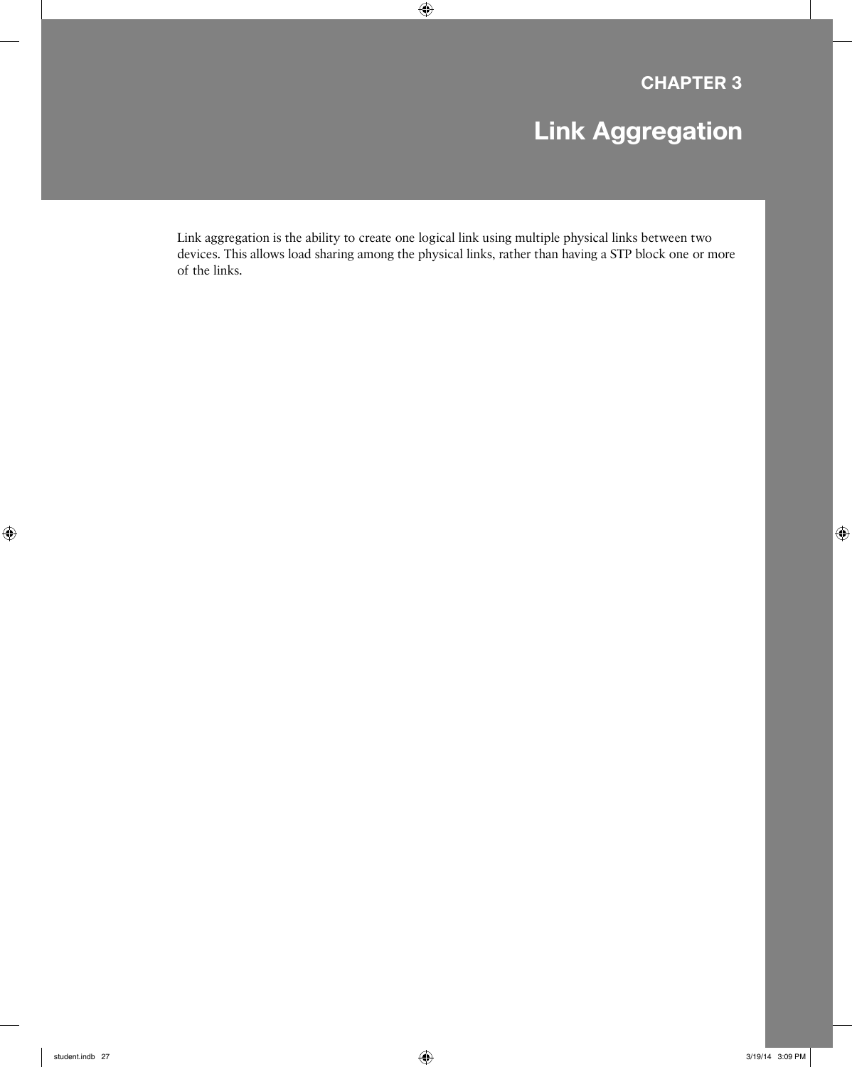# CHAPTER 3

# Link Aggregation

Link aggregation is the ability to create one logical link using multiple physical links between two devices. This allows load sharing among the physical links, rather than having a STP block one or more of the links.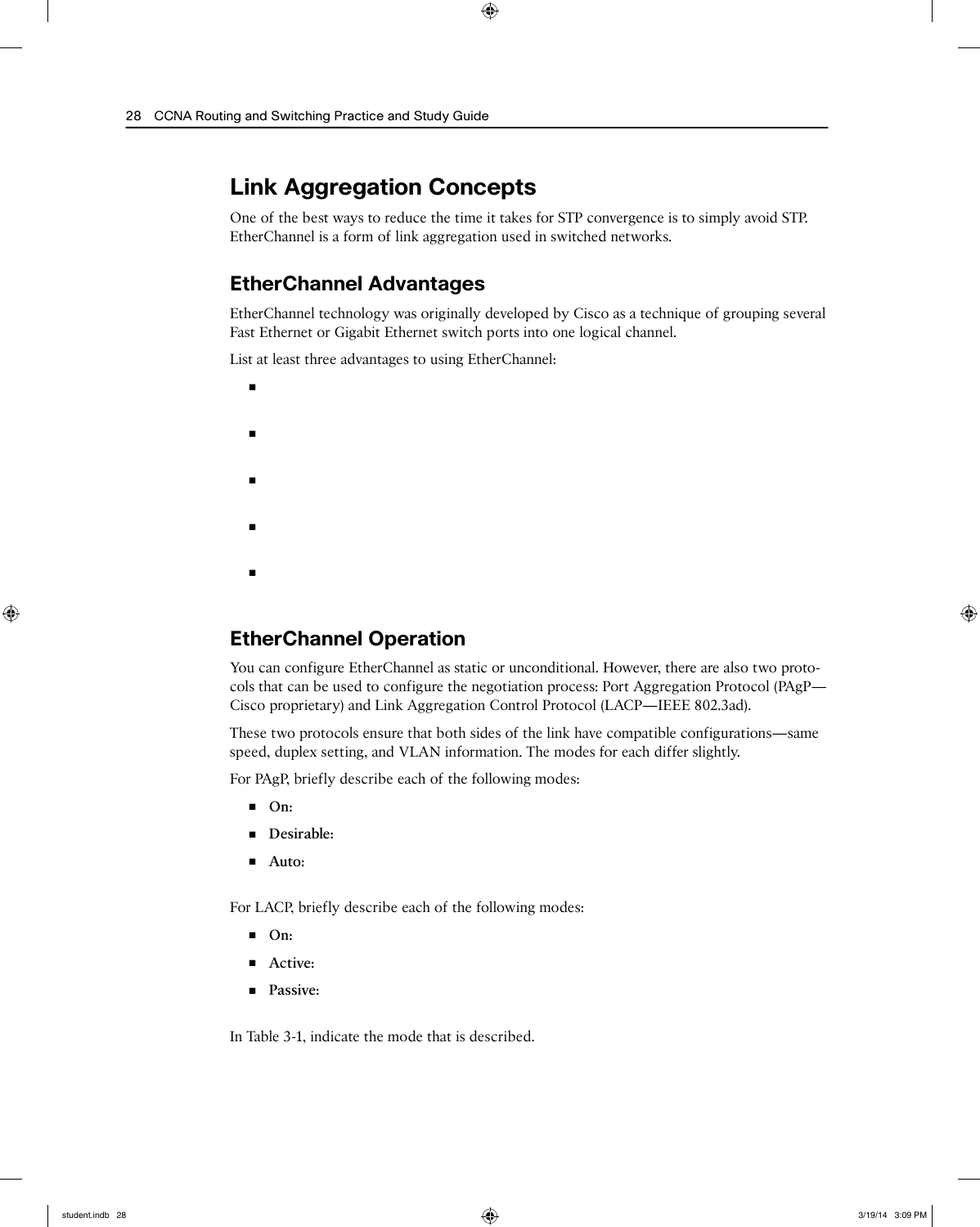# Link Aggregation Concepts

One of the best ways to reduce the time it takes for STP convergence is to simply avoid STP. EtherChannel is a form of link aggregation used in switched networks.

## EtherChannel Advantages

EtherChannel technology was originally developed by Cisco as a technique of grouping several Fast Ethernet or Gigabit Ethernet switch ports into one logical channel.

List at least three advantages to using EtherChannel:

- 
- 
- 
- 
- 

## EtherChannel Operation

You can configure EtherChannel as static or unconditional. However, there are also two protocols that can be used to configure the negotiation process: Port Aggregation Protocol (PAgP—Cisco proprietary) and Link Aggregation Control Protocol (LACP—IEEE 802.3ad).

These two protocols ensure that both sides of the link have compatible configurations—same speed, duplex setting, and VLAN information. The modes for each differ slightly.

For PAgP, briefly describe each of the following modes:

- **On:**
- **Desirable:**
- **Auto:**

For LACP, briefly describe each of the following modes:

- **On:**
- **Active:**
- **Passive:**

In Table 3-1, indicate the mode that is described.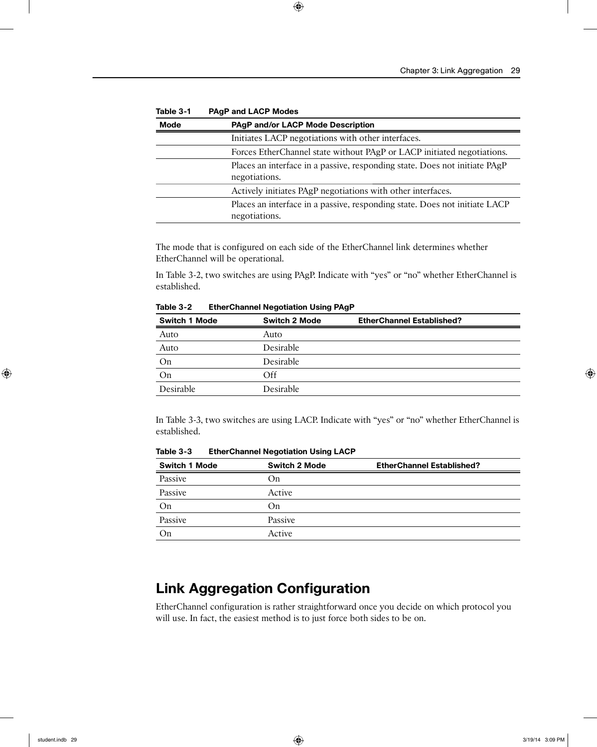**Table 3-1 PAgP and LACP Modes**

| Mode | PAgP and/or LACP Mode Description |
|---|---|
| | Initiates LACP negotiations with other interfaces. |
| | Forces EtherChannel state without PAgP or LACP initiated negotiations. |
| | Places an interface in a passive, responding state. Does not initiate PAgP negotiations. |
| | Actively initiates PAgP negotiations with other interfaces. |
| | Places an interface in a passive, responding state. Does not initiate LACP negotiations. |

The mode that is configured on each side of the EtherChannel link determines whether EtherChannel will be operational.

In Table 3-2, two switches are using PAgP. Indicate with "yes" or "no" whether EtherChannel is established.

**Table 3-2 EtherChannel Negotiation Using PAgP**

| Switch 1 Mode | Switch 2 Mode | EtherChannel Established? |
|---|---|---|
| Auto | Auto | |
| Auto | Desirable | |
| On | Desirable | |
| On | Off | |
| Desirable | Desirable | |

In Table 3-3, two switches are using LACP. Indicate with "yes" or "no" whether EtherChannel is established.

**Table 3-3 EtherChannel Negotiation Using LACP**

| Switch 1 Mode | Switch 2 Mode | EtherChannel Established? |
|---|---|---|
| Passive | On | |
| Passive | Active | |
| On | On | |
| Passive | Passive | |
| On | Active | |

## Link Aggregation Configuration

EtherChannel configuration is rather straightforward once you decide on which protocol you will use. In fact, the easiest method is to just force both sides to be on.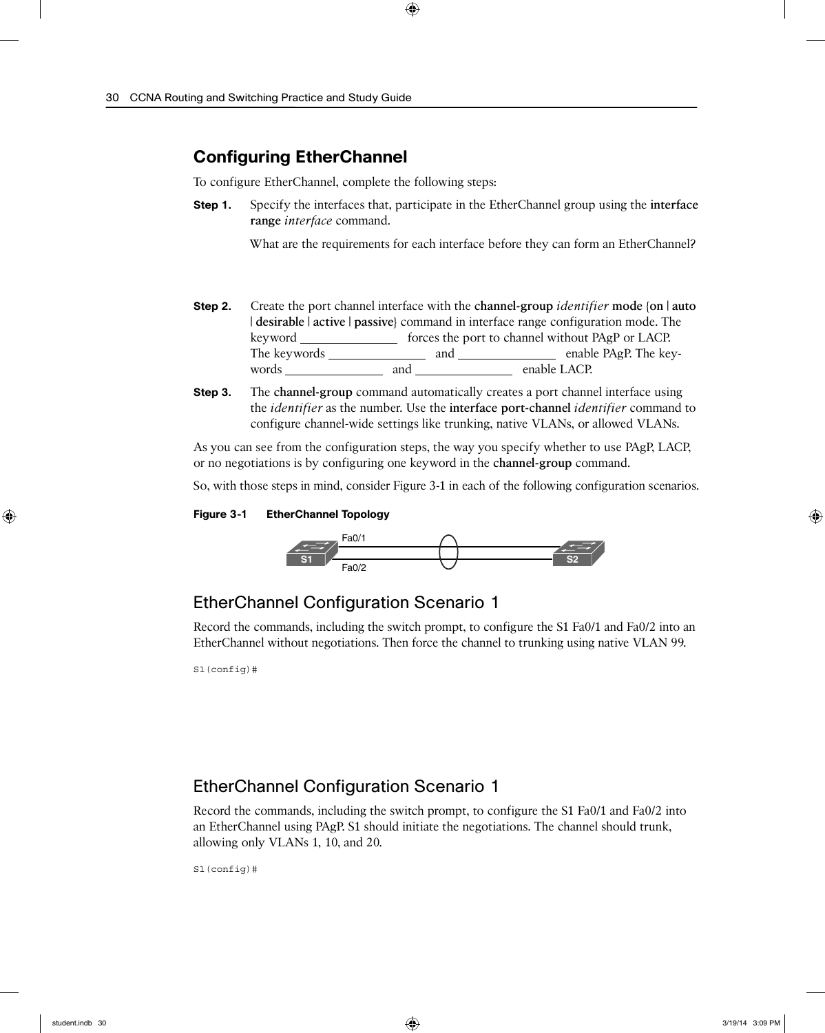## Configuring EtherChannel

To configure EtherChannel, complete the following steps:

**Step 1.** Specify the interfaces that, participate in the EtherChannel group using the **interface range** *interface* command.

What are the requirements for each interface before they can form an EtherChannel?

**Step 2.** Create the port channel interface with the **channel-group** *identifier* **mode** {**on** | **auto** | **desirable** | **active** | **passive**} command in interface range configuration mode. The keyword \_\_\_\_\_\_\_\_\_\_\_\_\_\_\_\_ forces the port to channel without PAgP or LACP. The keywords \_\_\_\_\_\_\_\_\_\_\_\_\_\_\_\_ and \_\_\_\_\_\_\_\_\_\_\_\_\_\_\_\_ enable PAgP. The keywords \_\_\_\_\_\_\_\_\_\_\_\_\_\_\_\_ and \_\_\_\_\_\_\_\_\_\_\_\_\_\_\_\_ enable LACP.

**Step 3.** The **channel-group** command automatically creates a port channel interface using the *identifier* as the number. Use the **interface port-channel** *identifier* command to configure channel-wide settings like trunking, native VLANs, or allowed VLANs.

As you can see from the configuration steps, the way you specify whether to use PAgP, LACP, or no negotiations is by configuring one keyword in the **channel-group** command.

So, with those steps in mind, consider Figure 3-1 in each of the following configuration scenarios.

**Figure 3-1 EtherChannel Topology**

S1 Fa0/1 Fa0/2 S2

### EtherChannel Configuration Scenario 1

Record the commands, including the switch prompt, to configure the S1 Fa0/1 and Fa0/2 into an EtherChannel without negotiations. Then force the channel to trunking using native VLAN 99.

```
S1(config)#
```

### EtherChannel Configuration Scenario 1

Record the commands, including the switch prompt, to configure the S1 Fa0/1 and Fa0/2 into an EtherChannel using PAgP. S1 should initiate the negotiations. The channel should trunk, allowing only VLANs 1, 10, and 20.

```
S1(config)#
```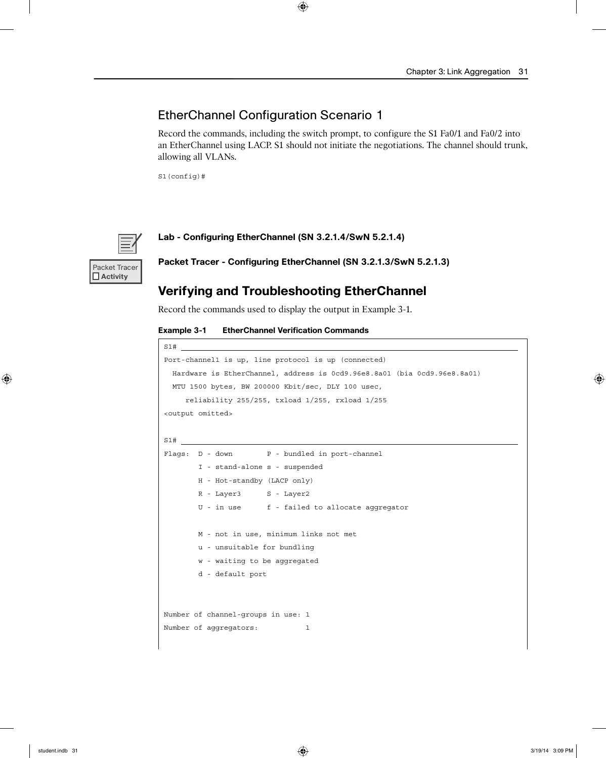## EtherChannel Configuration Scenario 1

Record the commands, including the switch prompt, to configure the S1 Fa0/1 and Fa0/2 into an EtherChannel using LACP. S1 should not initiate the negotiations. The channel should trunk, allowing all VLANs.

```
S1(config)#
```

**Lab - Configuring EtherChannel (SN 3.2.1.4/SwN 5.2.1.4)**

Packet Tracer ☐ Activity

**Packet Tracer - Configuring EtherChannel (SN 3.2.1.3/SwN 5.2.1.3)**

## Verifying and Troubleshooting EtherChannel

Record the commands used to display the output in Example 3-1.

**Example 3-1 EtherChannel Verification Commands**

```
S1# ____________________________________________________________
Port-channel1 is up, line protocol is up (connected)
  Hardware is EtherChannel, address is 0cd9.96e8.8a01 (bia 0cd9.96e8.8a01)
  MTU 1500 bytes, BW 200000 Kbit/sec, DLY 100 usec,
     reliability 255/255, txload 1/255, rxload 1/255
<output omitted>

S1# ____________________________________________________________
Flags:  D - down        P - bundled in port-channel
        I - stand-alone s - suspended
        H - Hot-standby (LACP only)
        R - Layer3      S - Layer2
        U - in use      f - failed to allocate aggregator

        M - not in use, minimum links not met
        u - unsuitable for bundling
        w - waiting to be aggregated
        d - default port


Number of channel-groups in use: 1
Number of aggregators:           1
```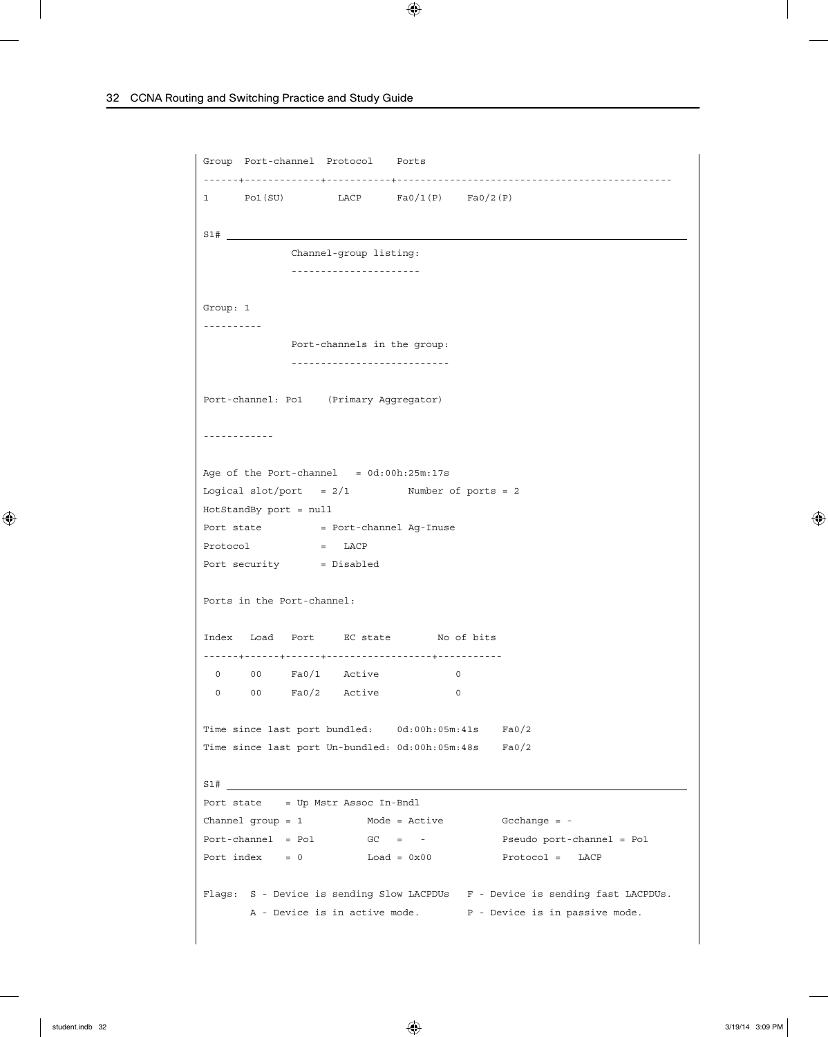```
Group  Port-channel  Protocol    Ports
------+-------------+-----------+-----------------------------------------------
1      Po1(SU)         LACP      Fa0/1(P)    Fa0/2(P)

S1# ____________________________________________________________________________
              Channel-group listing:
              ----------------------

Group: 1
----------
              Port-channels in the group:
              ---------------------------

Port-channel: Po1    (Primary Aggregator)

------------

Age of the Port-channel   = 0d:00h:25m:17s
Logical slot/port   = 2/1          Number of ports = 2
HotStandBy port = null
Port state          = Port-channel Ag-Inuse
Protocol            =   LACP
Port security       = Disabled

Ports in the Port-channel:

Index   Load   Port     EC state        No of bits
------+------+------+------------------+-----------
  0     00     Fa0/1    Active             0
  0     00     Fa0/2    Active             0

Time since last port bundled:    0d:00h:05m:41s    Fa0/2
Time since last port Un-bundled: 0d:00h:05m:48s    Fa0/2

S1# ____________________________________________________________________________
Port state    = Up Mstr Assoc In-Bndl
Channel group = 1           Mode = Active          Gcchange = -
Port-channel  = Po1         GC   =   -             Pseudo port-channel = Po1
Port index    = 0           Load = 0x00            Protocol =   LACP

Flags:  S - Device is sending Slow LACPDUs   F - Device is sending fast LACPDUs.
        A - Device is in active mode.        P - Device is in passive mode.
```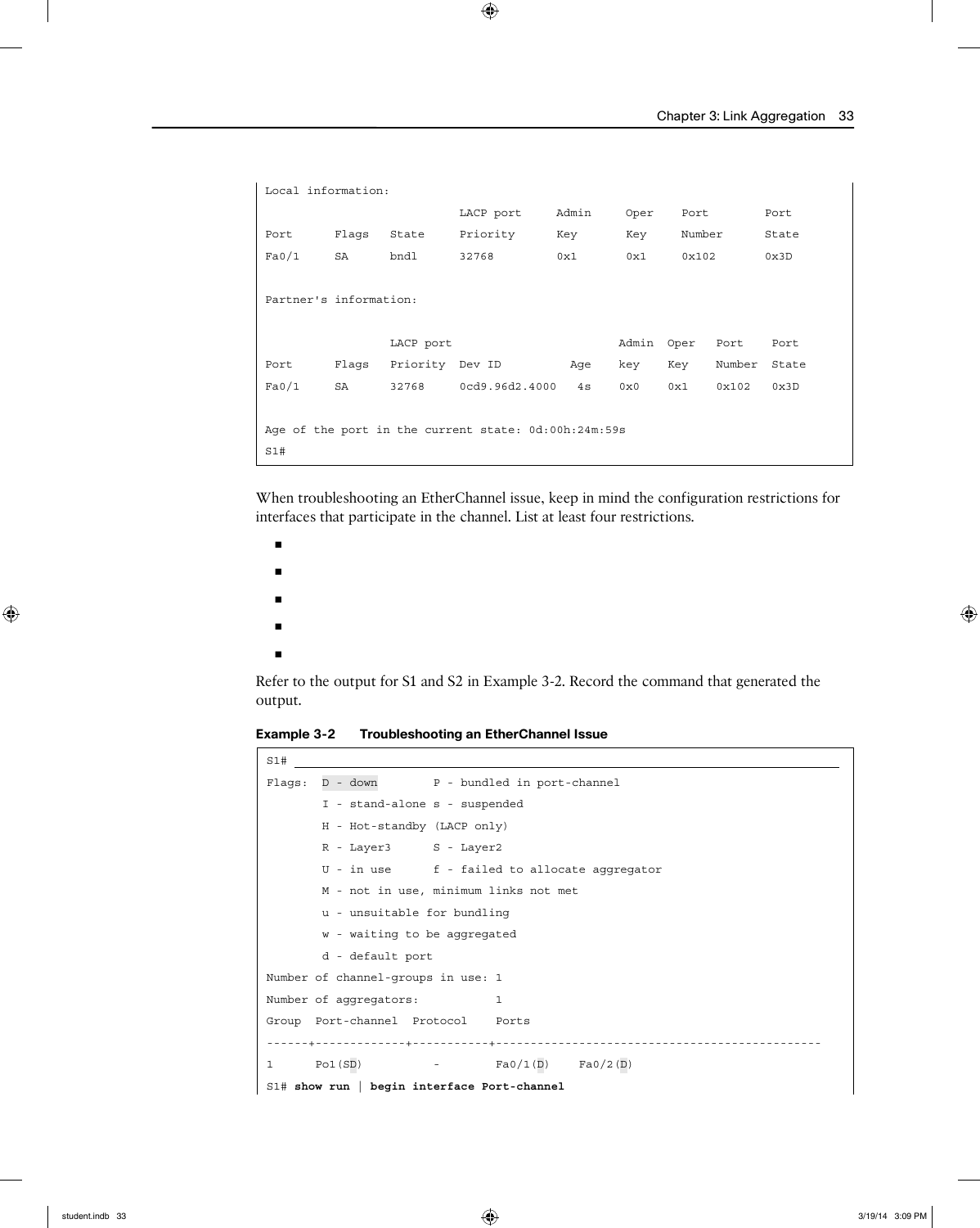```
Local information:
                            LACP port     Admin     Oper    Port        Port
Port      Flags   State     Priority      Key       Key     Number      State
Fa0/1     SA      bndl      32768         0x1       0x1     0x102       0x3D

Partner's information:

                  LACP port                        Admin  Oper   Port    Port
Port      Flags   Priority  Dev ID          Age    key    Key    Number  State
Fa0/1     SA      32768     0cd9.96d2.4000   4s    0x0    0x1    0x102   0x3D


Age of the port in the current state: 0d:00h:24m:59s
S1#
```

When troubleshooting an EtherChannel issue, keep in mind the configuration restrictions for interfaces that participate in the channel. List at least four restrictions.

- 
- 
- 
- 
- 

Refer to the output for S1 and S2 in Example 3-2. Record the command that generated the output.

**Example 3-2 Troubleshooting an EtherChannel Issue**

```
S1# ________________________________________________________________
Flags:  D - down        P - bundled in port-channel
        I - stand-alone s - suspended
        H - Hot-standby (LACP only)
        R - Layer3      S - Layer2
        U - in use      f - failed to allocate aggregator
        M - not in use, minimum links not met
        u - unsuitable for bundling
        w - waiting to be aggregated
        d - default port
Number of channel-groups in use: 1
Number of aggregators:           1
Group  Port-channel  Protocol    Ports
------+-------------+-----------+----------------------------------------------
1      Po1(SD)          -        Fa0/1(D)    Fa0/2(D)
S1# show run | begin interface Port-channel
```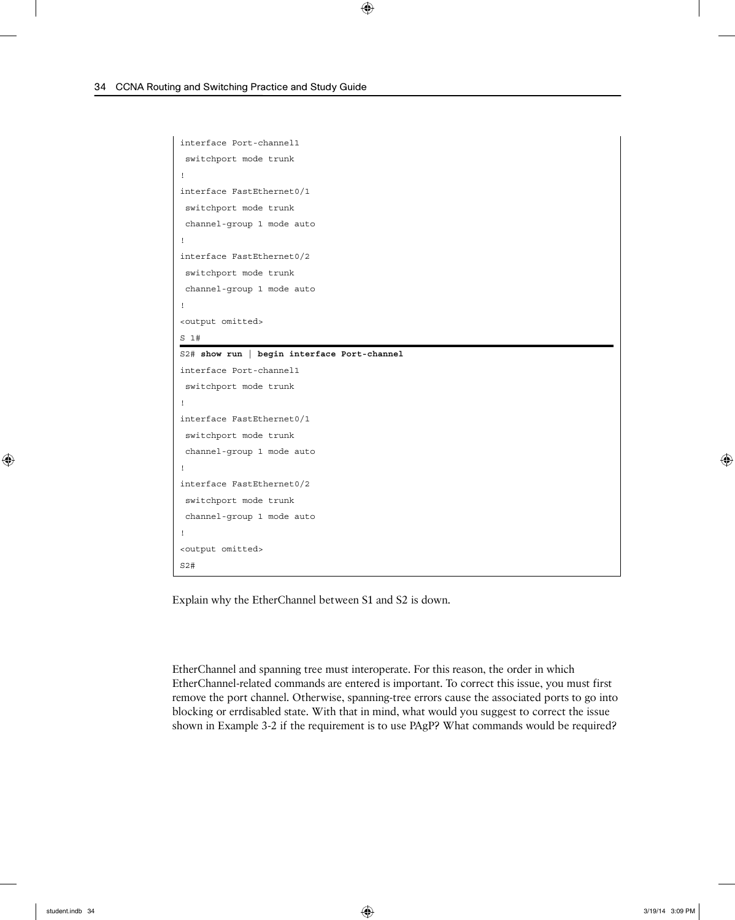```
interface Port-channel1
 switchport mode trunk
!
interface FastEthernet0/1
 switchport mode trunk
 channel-group 1 mode auto
!
interface FastEthernet0/2
 switchport mode trunk
 channel-group 1 mode auto
!
<output omitted>
S 1#
```

```
S2# show run | begin interface Port-channel
interface Port-channel1
 switchport mode trunk
!
interface FastEthernet0/1
 switchport mode trunk
 channel-group 1 mode auto
!
interface FastEthernet0/2
 switchport mode trunk
 channel-group 1 mode auto
!
<output omitted>
S2#
```

Explain why the EtherChannel between S1 and S2 is down.

EtherChannel and spanning tree must interoperate. For this reason, the order in which EtherChannel-related commands are entered is important. To correct this issue, you must first remove the port channel. Otherwise, spanning-tree errors cause the associated ports to go into blocking or errdisabled state. With that in mind, what would you suggest to correct the issue shown in Example 3-2 if the requirement is to use PAgP? What commands would be required?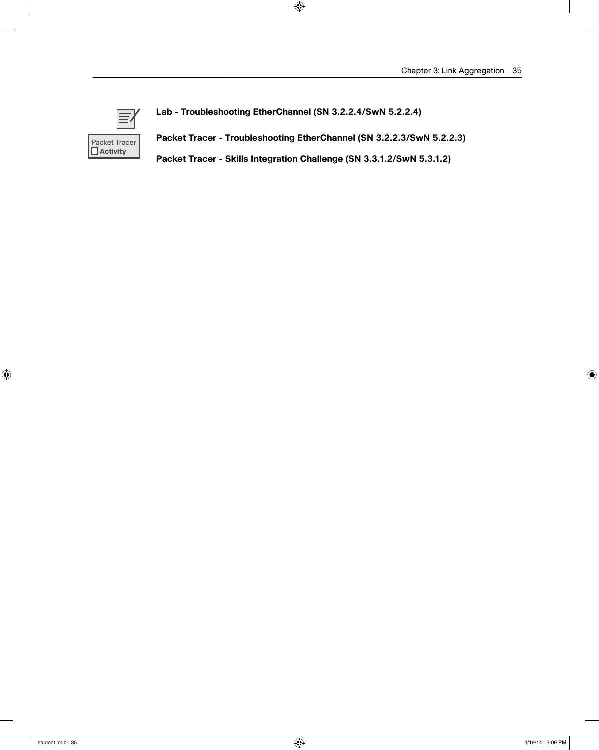**Lab - Troubleshooting EtherChannel (SN 3.2.2.4/SwN 5.2.2.4)**

Packet Tracer
Activity

**Packet Tracer - Troubleshooting EtherChannel (SN 3.2.2.3/SwN 5.2.2.3)**

**Packet Tracer - Skills Integration Challenge (SN 3.3.1.2/SwN 5.3.1.2)**